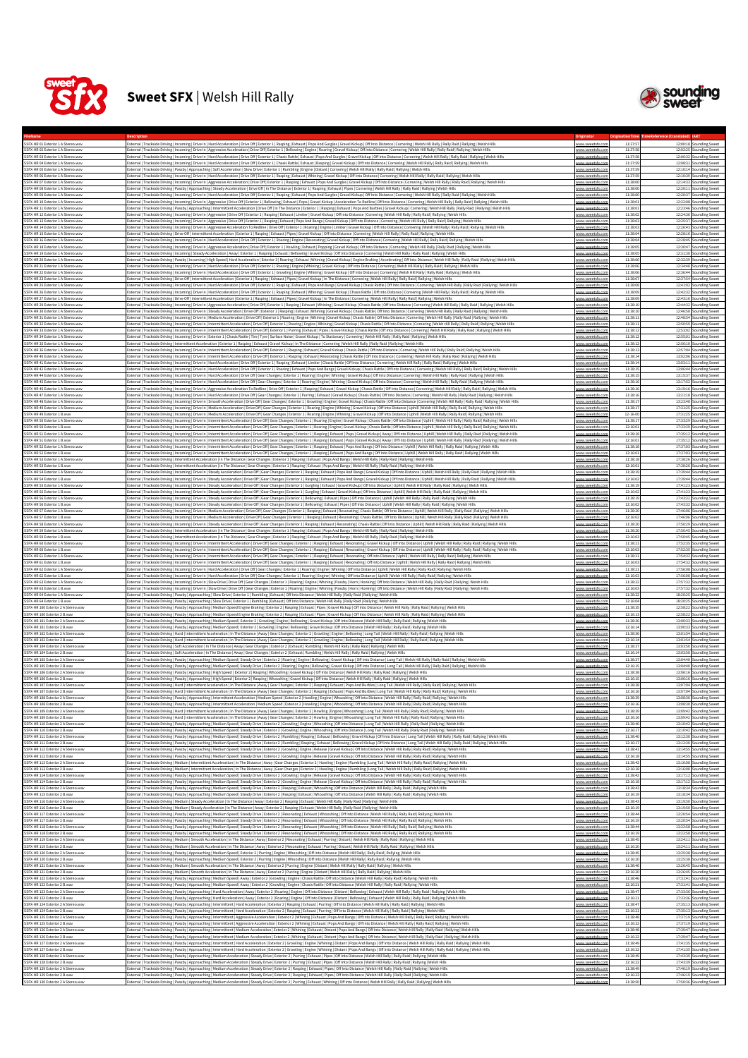# Sweet SFX | Welsh Hill Rally

| FileName | Description | Originator | OriginationTime | TimeReference (translated) | IART |
|---|---|---|---|---|---|
| SSFX-HR 01 Exterior 1 A Stereo.wav | External \| Trackside Driving \| Incoming \| Drive In \| Hard Acceleration \| Drive Off \| Exterior 1 \| Rasping \| Exhaust \| Pops And Gurgles \| Gravel Kickup \| Off Into Distance \| Cornering \| Welsh Hill Rally \| Rally Raid \| Rallying \| Welsh Hills | www.sweetsfx.com | 11:37:57 | 12:00:18 | Sounding Sweet |
| SSFX-HR 02 Exterior 1 A Stereo.wav | External \| Trackside Driving \| Incoming \| Drive In \| Aggressive Acceleration \| Drive Off \| Exterior 1 \| Bellowing \| Engine \| Roaring \| Gravel Kickup \| Off Into Distance \| Cornering \| Welsh Hill Rally \| Rally Raid \| Rallying \| Welsh Hills | www.sweetsfx.com | 11:37:58 | 12:02:25 | Sounding Sweet |
| SSFX-HR 03 Exterior 1 A Stereo.wav | External \| Trackside Driving \| Incoming \| Drive In \| Hard Acceleration \| Drive Off \| Exterior 1 \| Chassis Rattle \| Exhaust Pops And Gurgles \| Gravel Kickup \| Off Into Distance \| Cornering \| Welsh Hill Rally \| Rally Raid \| Rallying \| Welsh Hills | www.sweetsfx.com | 11:37:58 | 12:06:23 | Sounding Sweet |
| SSFX-HR 04 Exterior 1 A Stereo.wav | External \| Trackside Driving \| Incoming \| Drive In \| Hard Acceleration \| Drive Off \| Exterior 1 \| Chassis Rattle \| Exhaust \| Rasping \| Gravel Kickup \| Off Into Distance \| Cornering \| Welsh Hill Rally \| Rally Raid \| Rallying \| Welsh Hills | www.sweetsfx.com | 11:37:59 | 12:08:31 | Sounding Sweet |
| SSFX-HR 05 Exterior 1 A Stereo.wav | External \| Trackside Driving \| Passby \| Approaching \| Soft Acceleration \| Slow Drive \| Exterior 1 \| Rumbling \| Engine \| Distant \| Cornering \| Welsh Hill Rally \| Rally Raid \| Rallying \| Welsh Hills | www.sweetsfx.com | 11:37:59 | 12:10:14 | Sounding Sweet |
| SSFX-HR 06 Exterior 1 A Stereo.wav | External \| Trackside Driving \| Incoming \| Drive In \| Hard Acceleration \| Drive Off \| Exterior 1 \| Rasping \| Exhaust \| Whining \| Gravel Kickup \| Off Into Distance \| Cornering \| Welsh Hill Rally \| Rally Raid \| Rallying \| Welsh Hills | www.sweetsfx.com | 11:37:59 | 12:10:39 | Sounding Sweet |
| SSFX-HR 07 Exterior 1 A Stereo.wav | External \| Trackside Driving \| Incoming \| Drive In \| Aggressive Acceleration \| Drive Off \| Exterior 1 \| Rasping \| Exhaust \| Pops And Gurgles \| Gravel Kickup \| Off Into Distance \| Cornering \| Welsh Hill Rally \| Rally Raid \| Rallying \| Welsh Hills | www.sweetsfx.com | 11:38:00 | 12:14:33 | Sounding Sweet |
| SSFX-HR 08 Exterior 1 A Stereo.wav | External \| Trackside Driving \| Passby \| Approaching \| Steady Acceleration \| Drive Off \| In The Distance \| Exterior 1 \| Rasping \| Exhaust \| Pipes \| Cornering \| Welsh Hill Rally \| Rally Raid \| Rallying \| Welsh Hills | www.sweetsfx.com | 11:38:00 | 12:20:11 | Sounding Sweet |
| SSFX-HR 09 Exterior 1 A Stereo.wav | External \| Trackside Driving \| Incoming \| Drive In \| Hard Acceleration \| Drive Off \| Exterior 1 \| Rasping \| Exhaust \| Pops And Gurgles \| Gravel Kickup \| Off Into Distance \| Cornering \| Welsh Hill Rally \| Rally Raid \| Rallying \| Welsh Hills | www.sweetsfx.com | 11:38:00 | 12:20:37 | Sounding Sweet |
| SSFX-HR 10 Exterior 1 A Stereo.wav | External \| Trackside Driving \| Incoming \| Drive In \| Aggressive \| Drive Off \| Exterior 1 \| Bellowing \| Exhaust \| Pops \| Gravel Kickup \| Acceleration To Redline \| Off Into Distance \| Cornering \| Welsh Hill Rally \| Rally Raid \| Rallying \| Welsh Hills | www.sweetsfx.com | 11:38:01 | 12:22:08 | Sounding Sweet |
| SSFX-HR 11 Exterior 1 A Stereo.wav | External \| Trackside Driving \| Passby \| Approaching \| Intermittent Acceleration \| Drive Off In The Distance \| Exterior 1 \| Rasping \| Exhaust \| Pops And Burbles \| Gravel Kickup \| Cornering \| Welsh Hill Rally \| Rally Raid \| Rallying \| Welsh Hills | www.sweetsfx.com | 11:38:01 | 12:23:46 | Sounding Sweet |
| SSFX-HR 12 Exterior 1 A Stereo.wav | External \| Trackside Driving \| Incoming \| Drive In \| Aggressive \| Drive Off \| Exterior 1 \| Rasping \| Exhaust \| Limiter \| Gravel Kickup \| Off Into Distance \| Cornering \| Welsh Hill Rally \| Rally Raid \| Rallying \| Welsh Hills | www.sweetsfx.com | 11:38:02 | 12:24:36 | Sounding Sweet |
| SSFX-HR 13 Exterior 1 A Stereo.wav | External \| Trackside Driving \| Incoming \| Drive In \| Aggressive \| Drive Off \| Exterior 1 \| Rasping \| Exhaust \| Pops And Bangs \| Gravel Kickup \| Off Into Distance \| Cornering \| Welsh Hill Rally \| Rally Raid \| Rallying \| Welsh Hills | www.sweetsfx.com | 11:38:03 | 12:25:37 | Sounding Sweet |
| SSFX-HR 14 Exterior 1 A Stereo.wav | External \| Trackside Driving \| Incoming \| Drive In \| Aggressive Acceleration To Redline \| Drive Off \| Exterior 1 \| Roaring \| Engine \| Limiter \| Gravel Kickup \| Off Into Distance \| Cornering \| Welsh Hill Rally \| Rally Raid \| Rallying \| Welsh Hills | www.sweetsfx.com | 11:38:03 | 12:26:43 | Sounding Sweet |
| SSFX-HR 15 Exterior 1 A Stereo.wav | External \| Trackside Driving \| Drive Off \| Intermittent Acceleration \| Exterior 1 \| Rasping \| Exhaust \| Pipes \| Gravel Kickup \| Off Into Distance \| Cornering \| Welsh Hill Rally \| Rally Raid \| Rallying \| Welsh Hills | www.sweetsfx.com | 11:38:04 | 12:28:16 | Sounding Sweet |
| SSFX-HR 16 Exterior 1 A Stereo.wav | External \| Trackside Driving \| Incoming \| Drive In \| Hard Acceleration \| Drive Off \| Exterior 1 \| Rasping \| Engine \| Resonating \| Gravel Kickup \| Off Into Distance \| Cornering \| Welsh Hill Rally \| Rally Raid \| Rallying \| Welsh Hills | www.sweetsfx.com | 11:38:04 | 12:28:45 | Sounding Sweet |
| SSFX-HR 18 Exterior 1 A Stereo.wav | External \| Trackside Driving \| Incoming \| Drive In \| Aggressive Acceleration \| Drive Off \| Exterior 1 \| Howling \| Exhaust \| Popping \| Gravel Kickup \| Off Into Distance \| Cornering \| Welsh Hill Rally \| Rally Raid \| Rallying \| Welsh Hills | www.sweetsfx.com | 11:38:05 | 12:30:47 | Sounding Sweet |
| SSFX-HR 19 Exterior 1 A Stereo.wav | External \| Trackside Driving \| Incoming \| Steady Acceleration \| Away \| Exterior 1 \| Roaring \| Exhaust \| Bellowing \| Gravel Kickup \| Off Into Distance \| Cornering \| Welsh Hill Rally \| Rally Raid \| Rallying \| Welsh Hills | www.sweetsfx.com | 11:38:05 | 12:31:20 | Sounding Sweet |
| SSFX-HR 20 Exterior 1 A Stereo.wav | External \| Trackside Driving \| Passby \| Incoming \| High Speed \| Hard Acceleration \| Exterior 1 \| Roaring \| Exhaust \| Whining \| Gravel Kickup \| Engine Braking \| Accelerating \| Off Into Distance \| Welsh Hill Rally \| Rally Raid \| Rallying \| Welsh Hills | www.sweetsfx.com | 11:38:06 | 12:32:39 | Sounding Sweet |
| SSFX-HR 21 Exterior 1 A Stereo.wav | External \| Trackside Driving \| Incoming \| Drive In \| Hard Acceleration \| Drive Off \| Exterior 1 \| Roaring \| Engine \| Whining \| Gravel Kickup \| Off Into Distance \| Cornering \| Welsh Hill Rally \| Rally Raid \| Rallying \| Welsh Hills | www.sweetsfx.com | 11:38:06 | 12:34:40 | Sounding Sweet |
| SSFX-HR 22 Exterior 1 A Stereo.wav | External \| Trackside Driving \| Incoming \| Drive In \| Hard Acceleration \| Drive Off \| Exterior 1 \| Growling \| Engine \| Whining \| Gravel Kickup \| Off Into Distance \| Cornering \| Welsh Hill Rally \| Rally Raid \| Rallying \| Welsh Hills | www.sweetsfx.com | 11:38:06 | 12:36:44 | Sounding Sweet |
| SSFX-HR 23 Exterior 1 A Stereo.wav | External \| Trackside Driving \| Drive Off \| Intermittent Acceleration \| Exterior 1 \| Rasping \| Exhaust \| Pipes \| Gravel Kickup \| In The Distance \| Cornering \| Welsh Hill Rally \| Rally Raid \| Rallying \| Welsh Hills | www.sweetsfx.com | 11:38:07 | 12:37:54 | Sounding Sweet |
| SSFX-HR 25 Exterior 1 A Stereo.wav | External \| Trackside Driving \| Incoming \| Drive In \| Hard Acceleration \| Drive Off \| Exterior 1 \| Rasping \| Exhaust \| Pops And Bangs \| Gravel Kickup \| Chassis Rattle \| Off Into Distance \| Cornering \| Welsh Hill Rally \| Rally Raid \| Rallying \| Welsh Hills | www.sweetsfx.com | 11:38:08 | 12:41:02 | Sounding Sweet |
| SSFX-HR 26 Exterior 1 A Stereo.wav | External \| Trackside Driving \| Incoming \| Drive In \| Hard Acceleration \| Drive Off \| Exterior 1 \| Rasping \| Exhaust \| Whining \| Gravel Kickup \| Chassis Rattle \| Off Into Distance \| Cornering \| Welsh Hill Rally \| Rally Raid \| Rallying \| Welsh Hills | www.sweetsfx.com | 11:38:09 | 12:42:32 | Sounding Sweet |
| SSFX-HR 27 Exterior 1 A Stereo.wav | External \| Trackside Driving \| Drive Off \| Intermittent Acceleration \| Exterior 1 \| Rasping \| Exhaust \| Pipes \| Gravel Kickup \| In The Distance \| Cornering \| Welsh Hill Rally \| Rally Raid \| Rallying \| Welsh Hills | www.sweetsfx.com | 11:38:09 | 12:43:16 | Sounding Sweet |
| SSFX-HR 28 Exterior 1 A Stereo.wav | External \| Trackside Driving \| Incoming \| Drive In \| Aggressive Acceleration \| Drive Off \| Exterior 1 \| Rasping \| Exhaust \| Whining \| Gravel Kickup \| Chassis Rattle \| Off Into Distance \| Cornering \| Welsh Hill Rally \| Rally Raid \| Rallying \| Welsh Hills | www.sweetsfx.com | 11:38:10 | 12:44:32 | Sounding Sweet |
| SSFX-HR 30 Exterior 1 A Stereo.wav | External \| Trackside Driving \| Incoming \| Drive In \| Steady Acceleration \| Drive Off \| Exterior 1 \| Rasping \| Exhaust \| Whining \| Gravel Kickup \| Chassis Rattle \| Off Into Distance \| Cornering \| Welsh Hill Rally \| Rally Raid \| Rallying \| Welsh Hills | www.sweetsfx.com | 11:38:10 | 12:46:58 | Sounding Sweet |
| SSFX-HR 31 Exterior 1 A Stereo.wav | External \| Trackside Driving \| Incoming \| Drive In \| Medium Acceleration \| Drive Off \| Exterior 1 \| Roaring \| Engine \| Whining \| Gravel Kickup \| Chassis Rattle \| Off Into Distance \| Cornering \| Welsh Hill Rally \| Rally Raid \| Rallying \| Welsh Hills | www.sweetsfx.com | 11:38:11 | 12:48:54 | Sounding Sweet |
| SSFX-HR 32 Exterior 1 A Stereo.wav | External \| Trackside Driving \| Incoming \| Drive In \| Intermittent Acceleration \| Drive Off \| Exterior 1 \| Roaring \| Engine \| Whining \| Gravel Kickup \| Chassis Rattle \| Off Into Distance \| Cornering \| Welsh Hill Rally \| Rally Raid \| Rallying \| Welsh Hills | www.sweetsfx.com | 11:38:11 | 12:50:59 | Sounding Sweet |
| SSFX-HR 33 Exterior 1 A Stereo.wav | External \| Trackside Driving \| Incoming \| Drive In \| Intermittent Acceleration \| Drive Off \| Exterior 1 \| Purring \| Exhaust \| Pipes \| Gravel Kickup \| Chassis Rattle \| Off Into Distance \| Cornering \| Welsh Hill Rally \| Rally Raid \| Rallying \| Welsh Hills | www.sweetsfx.com | 11:38:12 | 12:53:02 | Sounding Sweet |
| SSFX-HR 34 Exterior 1 A Stereo.wav | External \| Trackside Driving \| Incoming \| Drive In \| Exterior 1 \| Chassis Rattle \| Tire \| Tyre \| Surface Noise \| Gravel Kickup \| To Stationary \| Cornering \| Welsh Hill Rally \| Rally Raid \| Rallying \| Welsh Hills | www.sweetsfx.com | 11:38:12 | 12:55:01 | Sounding Sweet |
| SSFX-HR 35 Exterior 1 A Stereo.wav | External \| Trackside Driving \| Incoming \| Intermittent Acceleration \| Exterior 1 \| Rasping \| Exhaust \| Gravel Kickup \| In The Distance \| Cornering \| Welsh Hill Rally \| Rally Raid \| Rallying \| Welsh Hills | www.sweetsfx.com | 11:38:12 | 12:56:10 | Sounding Sweet |
| SSFX-HR 36 Exterior 1 A Stereo.wav | External \| Trackside Driving \| Incoming \| Drive In \| Intermittent Acceleration \| Drive Off \| Exterior 1 \| Rasping \| Exhaust \| Gravel Kickup \| Chassis Rattle \| Off Into Distance \| Cornering \| Welsh Hill Rally \| Rally Raid \| Rallying \| Welsh Hills | www.sweetsfx.com | 11:38:13 | 12:57:04 | Sounding Sweet |
| SSFX-HR 40 Exterior 1 A Stereo.wav | External \| Trackside Driving \| Incoming \| Drive In \| Intermittent Acceleration \| Drive Off \| Exterior 1 \| Rasping \| Exhaust \| Resonating \| Chassis Rattle \| Off Into Distance \| Cornering \| Welsh Hill Rally \| Rally Raid \| Rallying \| Welsh Hills | www.sweetsfx.com | 11:38:14 | 13:02:06 | Sounding Sweet |
| SSFX-HR 41 Exterior 1 A Stereo.wav | External \| Trackside Driving \| Incoming \| Drive In \| Hard Acceleration \| Drive Off \| Exterior 1 \| Rasping \| Exhaust \| Limiter \| Chassis Rattle \| Off Into Distance \| Cornering \| Welsh Hill Rally \| Rally Raid \| Rallying \| Welsh Hills | www.sweetsfx.com | 11:38:14 | 13:03:11 | Sounding Sweet |
| SSFX-HR 42 Exterior 1 A Stereo.wav | External \| Trackside Driving \| Incoming \| Drive In \| Hard Acceleration \| Drive Off \| Exterior 1 \| Roaring \| Exhaust \| Pops And Bangs \| Gravel Kickup \| Chassis Rattle \| Off Into Distance \| Cornering \| Welsh Hill Rally \| Rally Raid \| Rallying \| Welsh Hills | www.sweetsfx.com | 11:38:15 | 13:06:44 | Sounding Sweet |
| SSFX-HR 44 Exterior 1 A Stereo.wav | External \| Trackside Driving \| Incoming \| Drive In \| Hard Acceleration \| Drive Off Gear Changes \| Exterior 1 \| Roaring \| Engine \| Whining \| Gravel Kickup \| Off Into Distance \| Cornering \| Welsh Hill Rally \| Rally Raid \| Rallying \| Welsh Hills | www.sweetsfx.com | 11:38:15 | 13:10:37 | Sounding Sweet |
| SSFX-HR 45 Exterior 1 A Stereo.wav | External \| Trackside Driving \| Incoming \| Drive In \| Hard Acceleration \| Drive Off Gear Changes \| Exterior 1 \| Roaring \| Engine \| Whining \| Gravel Kickup \| Off Into Distance \| Cornering \| Welsh Hill Rally \| Rally Raid \| Rallying \| Welsh Hills | www.sweetsfx.com | 11:38:16 | 13:17:52 | Sounding Sweet |
| SSFX-HR 46 Exterior 1 A Stereo.wav | External \| Trackside Driving \| Incoming \| Drive In \| Aggressive Acceleration To Redline \| Drive Off \| Exterior 1 \| Rasping \| Exhaust \| Gravel Kickup \| Chassis Rattle \| Off Into Distance \| Cornering \| Welsh Hill Rally \| Rally Raid \| Rallying \| Welsh Hills | www.sweetsfx.com | 11:38:16 | 13:19:16 | Sounding Sweet |
| SSFX-HR 47 Exterior 1 A Stereo.wav | External \| Trackside Driving \| Incoming \| Drive In \| Hard Acceleration \| Drive Off Gear Changes \| Exterior 1 \| Purring \| Exhaust \| Gravel Kickup \| Chassis Rattle \| Off Into Distance \| Cornering \| Welsh Hill Rally \| Rally Raid \| Rallying \| Welsh Hills | www.sweetsfx.com | 11:38:16 | 13:21:18 | Sounding Sweet |
| SSFX-HR 48 Exterior 1 A Stereo.wav | External \| Trackside Driving \| Incoming \| Drive In \| Smooth Acceleration \| Drive Off Gear Changes \| Exterior 1 \| Growling \| Engine \| Gravel Kickup \| Chassis Rattle \| Off Into Distance \| Cornering \| Welsh Hill Rally \| Rally Raid \| Rallying \| Welsh Hills | www.sweetsfx.com | 11:38:17 | 13:22:40 | Sounding Sweet |
| SSFX-HR 49 Exterior 1 A Stereo.wav | External \| Trackside Driving \| Incoming \| Drive In \| Medium Acceleration \| Drive Off \| Gear Changes \| Exterior 1 \| Roaring \| Engine \| Whining \| Gravel Kickup \| Off Into Distance \| Uphill \| Welsh Hill Rally \| Rally Raid \| Rallying \| Welsh Hills | www.sweetsfx.com | 11:38:17 | 17:31:25 | Sounding Sweet |
| SSFX-HR 49 Exterior 1 B.wav | External \| Trackside Driving \| Incoming \| Drive In \| Medium Acceleration \| Drive Off \| Gear Changes \| Exterior 1 \| Roaring \| Engine \| Whining \| Gravel Kickup \| Off Into Distance \| Uphill \| Welsh Hill Rally \| Rally Raid \| Rallying \| Welsh Hills | www.sweetsfx.com | 12:16:00 | 17:31:25 | Sounding Sweet |
| SSFX-HR 50 Exterior 1 A Stereo.wav | External \| Trackside Driving \| Incoming \| Drive In \| Intermittent Acceleration \| Drive Off \| Gear Changes \| Exterior 1 \| Roaring \| Engine \| Gravel Kickup \| Chassis Rattle \| Off Into Distance \| Uphill \| Welsh Hill Rally \| Rally Raid \| Rallying \| Welsh Hills | www.sweetsfx.com | 11:38:17 | 17:33:29 | Sounding Sweet |
| SSFX-HR 50 Exterior 1 B.wav | External \| Trackside Driving \| Incoming \| Drive In \| Intermittent Acceleration \| Drive Off \| Gear Changes \| Exterior 1 \| Roaring \| Engine \| Gravel Kickup \| Chassis Rattle \| Off Into Distance \| Uphill \| Welsh Hill Rally \| Rally Raid \| Rallying \| Welsh Hills | www.sweetsfx.com | 12:16:00 | 17:33:29 | Sounding Sweet |
| SSFX-HR 51 Exterior 1 A Stereo.wav | External \| Trackside Driving \| Incoming \| Drive In \| Intermittent Acceleration \| Drive Off Gear Changes \| Exterior 1 \| Rasping \| Exhaust \| Pops \| Gravel Kickup \| Away \| Off Into Distance \| Uphill \| Welsh Hill Rally \| Rally Raid \| Rallying \| Welsh Hills | www.sweetsfx.com | 11:38:18 | 17:35:12 | Sounding Sweet |
| SSFX-HR 51 Exterior 1 B.wav | External \| Trackside Driving \| Incoming \| Drive In \| Intermittent Acceleration \| Drive Off Gear Changes \| Exterior 1 \| Rasping \| Exhaust \| Pops \| Gravel Kickup \| Away \| Off Into Distance \| Uphill \| Welsh Hill Rally \| Rally Raid \| Rallying \| Welsh Hills | www.sweetsfx.com | 12:16:01 | 17:35:12 | Sounding Sweet |
| SSFX-HR 52 Exterior 1 A Stereo.wav | External \| Trackside Driving \| Incoming \| Drive In \| Intermittent Acceleration \| Drive Off Gear Changes \| Exterior 1 \| Rasping \| Exhaust \| Pops And Bangs \| Off Into Distance \| Uphill \| Welsh Hill Rally \| Rally Raid \| Rallying \| Welsh Hills | www.sweetsfx.com | 11:38:18 | 17:37:03 | Sounding Sweet |
| SSFX-HR 52 Exterior 1 B.wav | External \| Trackside Driving \| Incoming \| Drive In \| Intermittent Acceleration \| Drive Off Gear Changes \| Exterior 1 \| Rasping \| Exhaust \| Pops And Bangs \| Off Into Distance \| Uphill \| Welsh Hill Rally \| Rally Raid \| Rallying \| Welsh Hills | www.sweetsfx.com | 12:16:01 | 17:37:03 | Sounding Sweet |
| SSFX-HR 53 Exterior 1 A Stereo.wav | External \| Trackside Driving \| Incoming \| Intermittent Acceleration \| In The Distance \| Gear Changes \| Exterior 1 \| Rasping \| Exhaust \| Pops And Bangs \| Welsh Hill Rally \| Rally Raid \| Rallying \| Welsh Hills | www.sweetsfx.com | 11:38:18 | 17:38:26 | Sounding Sweet |
| SSFX-HR 53 Exterior 1 B.wav | External \| Trackside Driving \| Incoming \| Intermittent Acceleration \| In The Distance \| Gear Changes \| Exterior 1 \| Rasping \| Exhaust \| Pops And Bangs \| Welsh Hill Rally \| Rally Raid \| Rallying \| Welsh Hills | www.sweetsfx.com | 12:16:01 | 17:38:26 | Sounding Sweet |
| SSFX-HR 54 Exterior 1 A Stereo.wav | External \| Trackside Driving \| Incoming \| Drive In \| Steady Acceleration \| Drive Off Gear Changes \| Exterior 1 \| Rasping \| Exhaust \| Pops And Bangs \| Gravel Kickup \| Off Into Distance \| Uphill \| Welsh Hill Rally \| Rally Raid \| Rallying \| Welsh Hills | www.sweetsfx.com | 11:38:19 | 17:39:44 | Sounding Sweet |
| SSFX-HR 54 Exterior 1 B.wav | External \| Trackside Driving \| Incoming \| Drive In \| Steady Acceleration \| Drive Off Gear Changes \| Exterior 1 \| Rasping \| Exhaust \| Pops And Bangs \| Gravel Kickup \| Off Into Distance \| Uphill \| Welsh Hill Rally \| Rally Raid \| Rallying \| Welsh Hills | www.sweetsfx.com | 12:16:02 | 17:39:44 | Sounding Sweet |
| SSFX-HR 55 Exterior 1 A Stereo.wav | External \| Trackside Driving \| Incoming \| Drive In \| Steady Acceleration \| Drive Off Gear Changes \| Exterior 1 \| Gurgling \| Exhaust \| Gravel Kickup \| Off Into Distance \| Uphill \| Welsh Hill Rally \| Rally Raid \| Rallying \| Welsh Hills | www.sweetsfx.com | 11:38:19 | 17:41:23 | Sounding Sweet |
| SSFX-HR 55 Exterior 1 B.wav | External \| Trackside Driving \| Incoming \| Drive In \| Steady Acceleration \| Drive Off Gear Changes \| Exterior 1 \| Gurgling \| Exhaust \| Gravel Kickup \| Off Into Distance \| Uphill \| Welsh Hill Rally \| Rally Raid \| Rallying \| Welsh Hills | www.sweetsfx.com | 12:16:02 | 17:41:23 | Sounding Sweet |
| SSFX-HR 56 Exterior 1 A Stereo.wav | External \| Trackside Driving \| Incoming \| Drive In \| Steady Acceleration \| Drive Off Gear Changes \| Exterior 1 \| Bellowing \| Exhaust \| Pipes \| Off Into Distance \| Uphill \| Welsh Hill Rally \| Rally Raid \| Rallying \| Welsh Hills | www.sweetsfx.com | 11:38:19 | 17:43:32 | Sounding Sweet |
| SSFX-HR 56 Exterior 1 B.wav | External \| Trackside Driving \| Incoming \| Drive In \| Steady Acceleration \| Drive Off Gear Changes \| Exterior 1 \| Bellowing \| Exhaust \| Pipes \| Off Into Distance \| Uphill \| Welsh Hill Rally \| Rally Raid \| Rallying \| Welsh Hills | www.sweetsfx.com | 12:16:02 | 17:43:32 | Sounding Sweet |
| SSFX-HR 57 Exterior 1 A Stereo.wav | External \| Trackside Driving \| Incoming \| Drive In \| Medium Acceleration \| Drive Off \| Gear Changes \| Exterior 1 \| Rasping \| Exhaust \| Resonating \| Chassis Rattle \| Off Into Distance \| Uphill \| Welsh Hill Rally \| Rally Raid \| Rallying \| Welsh Hills | www.sweetsfx.com | 11:38:20 | 17:46:06 | Sounding Sweet |
| SSFX-HR 57 Exterior 1 B.wav | External \| Trackside Driving \| Incoming \| Drive In \| Medium Acceleration \| Drive Off \| Gear Changes \| Exterior 1 \| Rasping \| Exhaust \| Resonating \| Chassis Rattle \| Off Into Distance \| Uphill \| Welsh Hill Rally \| Rally Raid \| Rallying \| Welsh Hills | www.sweetsfx.com | 12:16:02 | 17:46:06 | Sounding Sweet |
| SSFX-HR 58 Exterior 1 A Stereo.wav | External \| Trackside Driving \| Incoming \| Drive In \| Steady Acceleration \| Drive Off \| Gear Changes \| Exterior 1 \| Rasping \| Exhaust \| Resonating \| Chassis Rattle \| Off Into Distance \| Uphill \| Welsh Hill Rally \| Rally Raid \| Rallying \| Welsh Hills | www.sweetsfx.com | 11:38:20 | 17:50:29 | Sounding Sweet |
| SSFX-HR 59 Exterior 1 A Stereo.wav | External \| Trackside Driving \| Incoming \| Intermittent Acceleration \| In The Distance \| Gear Changes \| Exterior 1 \| Rasping \| Exhaust \| Pops And Bangs \| Welsh Hill Rally \| Rally Raid \| Rallying \| Welsh Hills | www.sweetsfx.com | 11:38:20 | 17:50:45 | Sounding Sweet |
| SSFX-HR 59 Exterior 1 B.wav | External \| Trackside Driving \| Incoming \| Intermittent Acceleration \| In The Distance \| Gear Changes \| Exterior 1 \| Rasping \| Exhaust \| Pops And Bangs \| Welsh Hill Rally \| Rally Raid \| Rallying \| Welsh Hills | www.sweetsfx.com | 12:16:03 | 17:50:45 | Sounding Sweet |
| SSFX-HR 60 Exterior 1 A Stereo.wav | External \| Trackside Driving \| Incoming \| Drive In \| Intermittent Acceleration \| Drive Off Gear Changes \| Exterior 1 \| Rasping \| Exhaust \| Resonating \| Gravel Kickup \| Off Into Distance \| Uphill \| Welsh Hill Rally \| Rally Raid \| Rallying \| Welsh Hills | www.sweetsfx.com | 11:38:21 | 17:52:35 | Sounding Sweet |
| SSFX-HR 60 Exterior 1 B.wav | External \| Trackside Driving \| Incoming \| Drive In \| Intermittent Acceleration \| Drive Off Gear Changes \| Exterior 1 \| Rasping \| Exhaust \| Resonating \| Gravel Kickup \| Off Into Distance \| Uphill \| Welsh Hill Rally \| Rally Raid \| Rallying \| Welsh Hills | www.sweetsfx.com | 12:16:03 | 17:52:35 | Sounding Sweet |
| SSFX-HR 61 Exterior 1 A Stereo.wav | External \| Trackside Driving \| Incoming \| Drive In \| Intermittent Acceleration \| Drive Off Gear Changes \| Exterior 1 \| Rasping \| Exhaust \| Resonating \| Off Into Distance \| Uphill \| Welsh Hill Rally \| Rally Raid \| Rallying \| Welsh Hills | www.sweetsfx.com | 11:38:21 | 17:54:32 | Sounding Sweet |
| SSFX-HR 61 Exterior 1 B.wav | External \| Trackside Driving \| Incoming \| Drive In \| Intermittent Acceleration \| Drive Off Gear Changes \| Exterior 1 \| Rasping \| Exhaust \| Resonating \| Off Into Distance \| Uphill \| Welsh Hill Rally \| Rally Raid \| Rallying \| Welsh Hills | www.sweetsfx.com | 12:16:03 | 17:54:32 | Sounding Sweet |
| SSFX-HR 62 Exterior 1 A Stereo.wav | External \| Trackside Driving \| Incoming \| Drive In \| Hard Acceleration \| Drive Off \| Gear Changes \| Exterior 1 \| Roaring \| Engine \| Whining \| Off Into Distance \| Uphill \| Welsh Hill Rally \| Rally Raid \| Rallying \| Welsh Hills | www.sweetsfx.com | 11:38:21 | 17:56:08 | Sounding Sweet |
| SSFX-HR 62 Exterior 1 B.wav | External \| Trackside Driving \| Incoming \| Drive In \| Hard Acceleration \| Drive Off \| Gear Changes \| Exterior 1 \| Roaring \| Engine \| Whining \| Off Into Distance \| Uphill \| Welsh Hill Rally \| Rally Raid \| Rallying \| Welsh Hills | www.sweetsfx.com | 12:16:03 | 17:56:08 | Sounding Sweet |
| SSFX-HR 63 Exterior 1 A Stereo.wav | External \| Trackside Driving \| Incoming \| Drive In \| Slow Drive \| Drive Off \| Gear Changes \| Exterior 1 \| Roaring \| Engine \| Whining \| Passby \| Horn \| Honking \| Off Into Distance \| Welsh Hill Rally \| Rally Raid \| Rallying \| Welsh Hills | www.sweetsfx.com | 11:38:22 | 17:57:32 | Sounding Sweet |
| SSFX-HR 63 Exterior 1 B.wav | External \| Trackside Driving \| Incoming \| Drive In \| Slow Drive \| Drive Off \| Gear Changes \| Exterior 1 \| Roaring \| Engine \| Whining \| Passby \| Horn \| Honking \| Off Into Distance \| Welsh Hill Rally \| Rally Raid \| Rallying \| Welsh Hills | www.sweetsfx.com | 12:16:03 | 17:57:32 | Sounding Sweet |
| SSFX-HR 64 Exterior 1 A Stereo.wav | External \| Trackside Driving \| Passby \| Approaching \| Slow Drive \| Exterior 1 \| Rumbling \| Exhaust \| Off Into Distance \| Welsh Hill Rally \| Rally Raid \| Rallying \| Welsh Hills | www.sweetsfx.com | 11:38:22 | 18:20:25 | Sounding Sweet |
| SSFX-HR 64 Exterior 1 B.wav | External \| Trackside Driving \| Passby \| Approaching \| Slow Drive \| Exterior 1 \| Rumbling \| Exhaust \| Off Into Distance \| Welsh Hill Rally \| Rally Raid \| Rallying \| Welsh Hills | www.sweetsfx.com | 12:16:04 | 18:20:25 | Sounding Sweet |
| SSFX-HR 100 Exterior 2 A Stereo.wav | External \| Trackside Driving \| Passby \| Approaching \| Medium Speed Engine Braking \| Exterior 2 \| Rasping \| Exhaust \| Pipes \| Gravel Kickup \| Off Into Distance \| Welsh Hill Rally \| Rally Raid \| Rallying \| Welsh Hills | www.sweetsfx.com | 11:38:35 | 12:58:22 | Sounding Sweet |
| SSFX-HR 100 Exterior 2 B.wav | External \| Trackside Driving \| Passby \| Approaching \| Medium Speed Engine Braking \| Exterior 2 \| Rasping \| Exhaust \| Pipes \| Gravel Kickup \| Off Into Distance \| Welsh Hill Rally \| Rally Raid \| Rallying \| Welsh Hills | www.sweetsfx.com | 12:16:13 | 12:58:22 | Sounding Sweet |
| SSFX-HR 101 Exterior 2 A Stereo.wav | External \| Trackside Driving \| Passby \| Approaching \| Medium Speed \| Exterior 2 \| Growling \| Engine \| Bellowing \| Gravel Kickup \| Off Into Distance \| Welsh Hill Rally \| Rally Raid \| Rallying \| Welsh Hills | www.sweetsfx.com | 11:38:36 | 13:00:33 | Sounding Sweet |
| SSFX-HR 101 Exterior 2 B.wav | External \| Trackside Driving \| Passby \| Approaching \| Medium Speed \| Exterior 2 \| Growling \| Engine \| Bellowing \| Gravel Kickup \| Off Into Distance \| Welsh Hill Rally \| Rally Raid \| Rallying \| Welsh Hills | www.sweetsfx.com | 12:16:14 | 13:00:33 | Sounding Sweet |
| SSFX-HR 102 Exterior 2 A Stereo.wav | External \| Trackside Driving \| Hard Intermittent Acceleration \| In The Distance \| Away \| Gear Changes \| Exterior 2 \| Growling \| Engine \| Bellowing \| Long Tail \| Welsh Hill Rally \| Rally Raid \| Rallying \| Welsh Hills | www.sweetsfx.com | 11:38:36 | 13:01:54 | Sounding Sweet |
| SSFX-HR 102 Exterior 2 B.wav | External \| Trackside Driving \| Hard Intermittent Acceleration \| In The Distance \| Away \| Gear Changes \| Exterior 2 \| Growling \| Engine \| Bellowing \| Long Tail \| Welsh Hill Rally \| Rally Raid \| Rallying \| Welsh Hills | www.sweetsfx.com | 12:16:14 | 13:01:54 | Sounding Sweet |
| SSFX-HR 104 Exterior 2 A Stereo.wav | External \| Trackside Driving \| Soft Acceleration \| In The Distance \| Away \| Gear Changes \| Exterior 2 \| Exhaust \| Rumbling \| Welsh Hill Rally \| Rally Raid \| Rallying \| Welsh Hills | www.sweetsfx.com | 11:38:37 | 13:03:50 | Sounding Sweet |
| SSFX-HR 104 Exterior 2 B.wav | External \| Trackside Driving \| Soft Acceleration \| In The Distance \| Away \| Gear Changes \| Exterior 2 \| Exhaust \| Rumbling \| Welsh Hill Rally \| Rally Raid \| Rallying \| Welsh Hills | www.sweetsfx.com | 12:16:14 | 13:03:50 | Sounding Sweet |
| SSFX-HR 105 Exterior 2 A Stereo.wav | External \| Trackside Driving \| Passby \| Approaching \| Medium Speed \| Steady Drive \| Exterior 2 \| Roaring \| Engine \| Bellowing \| Gravel Kickup \| Off Into Distance \| Long Tail \| Welsh Hill Rally \| Rally Raid \| Rallying \| Welsh Hills | www.sweetsfx.com | 11:38:37 | 13:04:40 | Sounding Sweet |
| SSFX-HR 105 Exterior 2 B.wav | External \| Trackside Driving \| Passby \| Approaching \| Medium Speed \| Steady Drive \| Exterior 2 \| Roaring \| Engine \| Bellowing \| Gravel Kickup \| Off Into Distance \| Long Tail \| Welsh Hill Rally \| Rally Raid \| Rallying \| Welsh Hills | www.sweetsfx.com | 12:16:15 | 13:04:40 | Sounding Sweet |
| SSFX-HR 106 Exterior 2 A Stereo.wav | External \| Trackside Driving \| Passby \| Approaching \| High Speed \| Exterior 2 \| Rasping \| Whooshing \| Gravel Kickup \| Off Into Distance \| Welsh Hill Rally \| Rally Raid \| Rallying \| Welsh Hills | www.sweetsfx.com | 11:38:38 | 13:06:16 | Sounding Sweet |
| SSFX-HR 106 Exterior 2 B.wav | External \| Trackside Driving \| Passby \| Approaching \| High Speed \| Exterior 2 \| Rasping \| Whooshing \| Gravel Kickup \| Off Into Distance \| Welsh Hill Rally \| Rally Raid \| Rallying \| Welsh Hills | www.sweetsfx.com | 12:16:15 | 13:06:16 | Sounding Sweet |
| SSFX-HR 107 Exterior 2 A Stereo.wav | External \| Trackside Driving \| Hard Intermittent Acceleration \| In The Distance \| Away \| Gear Changes \| Exterior 2 \| Rasping \| Exhaust \| Pops And Burbles \| Long Tail \| Welsh Hill Rally \| Rally Raid \| Rallying \| Welsh Hills | www.sweetsfx.com | 11:38:38 | 13:07:04 | Sounding Sweet |
| SSFX-HR 107 Exterior 2 B.wav | External \| Trackside Driving \| Hard Intermittent Acceleration \| In The Distance \| Away \| Gear Changes \| Exterior 2 \| Rasping \| Exhaust \| Pops And Burbles \| Long Tail \| Welsh Hill Rally \| Rally Raid \| Rallying \| Welsh Hills | www.sweetsfx.com | 12:16:16 | 13:07:04 | Sounding Sweet |
| SSFX-HR 108 Exterior 2 A Stereo.wav | External \| Trackside Driving \| Passby \| Approaching \| Intermittent Acceleration \| Medium Speed \| Exterior 2 \| Howling \| Engine \| Whooshing \| Off Into Distance \| Welsh Hill Rally \| Rally Raid \| Rallying \| Welsh Hills | www.sweetsfx.com | 11:38:39 | 13:08:30 | Sounding Sweet |
| SSFX-HR 108 Exterior 2 B.wav | External \| Trackside Driving \| Passby \| Approaching \| Intermittent Acceleration \| Medium Speed \| Exterior 2 \| Howling \| Engine \| Whooshing \| Off Into Distance \| Welsh Hill Rally \| Rally Raid \| Rallying \| Welsh Hills | www.sweetsfx.com | 12:16:16 | 13:08:30 | Sounding Sweet |
| SSFX-HR 109 Exterior 2 A Stereo.wav | External \| Trackside Driving \| Hard Intermittent Acceleration \| In The Distance \| Away \| Gear Changes \| Exterior 2 \| Howling \| Engine \| Whooshing \| Long Tail \| Welsh Hill Rally \| Rally Raid \| Rallying \| Welsh Hills | www.sweetsfx.com | 11:38:39 | 13:09:42 | Sounding Sweet |
| SSFX-HR 109 Exterior 2 B.wav | External \| Trackside Driving \| Hard Intermittent Acceleration \| In The Distance \| Away \| Gear Changes \| Exterior 2 \| Howling \| Engine \| Whooshing \| Long Tail \| Welsh Hill Rally \| Rally Raid \| Rallying \| Welsh Hills | www.sweetsfx.com | 12:16:16 | 13:09:42 | Sounding Sweet |
| SSFX-HR 110 Exterior 2 A Stereo.wav | External \| Trackside Driving \| Passby \| Approaching \| Medium Speed \| Steady Drive \| Exterior 2 \| Growling \| Engine \| Whooshing \| Off Into Distance \| Long Tail \| Welsh Hill Rally \| Rally Raid \| Rallying \| Welsh Hills | www.sweetsfx.com | 11:38:40 | 13:10:42 | Sounding Sweet |
| SSFX-HR 110 Exterior 2 B.wav | External \| Trackside Driving \| Passby \| Approaching \| Medium Speed \| Steady Drive \| Exterior 2 \| Growling \| Engine \| Whooshing \| Off Into Distance \| Long Tail \| Welsh Hill Rally \| Rally Raid \| Rallying \| Welsh Hills | www.sweetsfx.com | 12:16:17 | 13:10:42 | Sounding Sweet |
| SSFX-HR 111 Exterior 2 A Stereo.wav | External \| Trackside Driving \| Passby \| Approaching \| Medium Speed \| Steady Drive \| Exterior 2 \| Rumbling \| Rasping \| Exhaust \| Bellowing \| Gravel Kickup \| Off Into Distance \| Long Tail \| Welsh Hill Rally \| Rally Raid \| Rallying \| Welsh Hills | www.sweetsfx.com | 11:38:40 | 13:12:30 | Sounding Sweet |
| SSFX-HR 111 Exterior 2 B.wav | External \| Trackside Driving \| Passby \| Approaching \| Medium Speed \| Steady Drive \| Exterior 2 \| Rumbling \| Rasping \| Exhaust \| Bellowing \| Gravel Kickup \| Off Into Distance \| Long Tail \| Welsh Hill Rally \| Rally Raid \| Rallying \| Welsh Hills | www.sweetsfx.com | 12:16:17 | 13:12:30 | Sounding Sweet |
| SSFX-HR 112 Exterior 2 A Stereo.wav | External \| Trackside Driving \| Passby \| Approaching \| Medium Speed \| Steady Drive \| Exterior 2 \| Growling \| Engine \| Release \| Gravel Kickup \| Off Into Distance \| Welsh Hill Rally \| Rally Raid \| Rallying \| Welsh Hills | www.sweetsfx.com | 11:38:41 | 13:14:55 | Sounding Sweet |
| SSFX-HR 112 Exterior 2 B.wav | External \| Trackside Driving \| Passby \| Approaching \| Medium Speed \| Steady Drive \| Exterior 2 \| Growling \| Engine \| Release \| Gravel Kickup \| Off Into Distance \| Welsh Hill Rally \| Rally Raid \| Rallying \| Welsh Hills | www.sweetsfx.com | 12:16:18 | 13:14:55 | Sounding Sweet |
| SSFX-HR 113 Exterior 2 A Stereo.wav | External \| Trackside Driving \| Medium \| Intermittent Acceleration \| In The Distance \| Away \| Gear Changes \| Exterior 2 \| Howling \| Engine \| Rumbling \| Long Tail \| Welsh Hill Rally \| Rally Raid \| Rallying \| Welsh Hills | www.sweetsfx.com | 11:38:42 | 13:16:08 | Sounding Sweet |
| SSFX-HR 113 Exterior 2 B.wav | External \| Trackside Driving \| Medium \| Intermittent Acceleration \| In The Distance \| Away \| Gear Changes \| Exterior 2 \| Howling \| Engine \| Rumbling \| Long Tail \| Welsh Hill Rally \| Rally Raid \| Rallying \| Welsh Hills | www.sweetsfx.com | 12:16:18 | 13:16:08 | Sounding Sweet |
| SSFX-HR 114 Exterior 2 A Stereo.wav | External \| Trackside Driving \| Passby \| Approaching \| Medium Speed \| Steady Drive \| Exterior 2 \| Growling \| Engine \| Release \| Gravel Kickup \| Off Into Distance \| Welsh Hill Rally \| Rally Raid \| Rallying \| Welsh Hills | www.sweetsfx.com | 11:38:42 | 13:17:12 | Sounding Sweet |
| SSFX-HR 114 Exterior 2 B.wav | External \| Trackside Driving \| Passby \| Approaching \| Medium Speed \| Steady Drive \| Exterior 2 \| Growling \| Engine \| Release \| Gravel Kickup \| Off Into Distance \| Welsh Hill Rally \| Rally Raid \| Rallying \| Welsh Hills | www.sweetsfx.com | 12:16:18 | 13:17:12 | Sounding Sweet |
| SSFX-HR 115 Exterior 2 A Stereo.wav | External \| Trackside Driving \| Passby \| Approaching \| Medium Speed \| Steady Drive \| Exterior 2 \| Rasping \| Exhaust \| Whooshing \| Off Into Distance \| Welsh Hill Rally \| Rally Raid \| Rallying \| Welsh Hills | www.sweetsfx.com | 11:38:43 | 13:18:34 | Sounding Sweet |
| SSFX-HR 115 Exterior 2 B.wav | External \| Trackside Driving \| Passby \| Approaching \| Medium Speed \| Steady Drive \| Exterior 2 \| Rasping \| Exhaust \| Whooshing \| Off Into Distance \| Welsh Hill Rally \| Rally Raid \| Rallying \| Welsh Hills | www.sweetsfx.com | 12:16:19 | 13:18:34 | Sounding Sweet |
| SSFX-HR 116 Exterior 2 A Stereo.wav | External \| Trackside Driving \| Medium \| Steady Acceleration \| In The Distance \| Away \| Exterior 2 \| Rasping \| Exhaust \| Welsh Hill Rally \| Rally Raid \| Rallying \| Welsh Hills | www.sweetsfx.com | 11:38:43 | 13:19:50 | Sounding Sweet |
| SSFX-HR 116 Exterior 2 B.wav | External \| Trackside Driving \| Medium \| Steady Acceleration \| In The Distance \| Away \| Exterior 2 \| Rasping \| Exhaust \| Welsh Hill Rally \| Rally Raid \| Rallying \| Welsh Hills | www.sweetsfx.com | 12:16:19 | 13:19:50 | Sounding Sweet |
| SSFX-HR 117 Exterior 2 A Stereo.wav | External \| Trackside Driving \| Passby \| Approaching \| Medium Speed \| Steady Drive \| Exterior 2 \| Resonating \| Exhaust \| Whooshing \| Off Into Distance \| Welsh Hill Rally \| Rally Raid \| Rallying \| Welsh Hills | www.sweetsfx.com | 11:38:44 | 13:20:54 | Sounding Sweet |
| SSFX-HR 117 Exterior 2 B.wav | External \| Trackside Driving \| Passby \| Approaching \| Medium Speed \| Steady Drive \| Exterior 2 \| Resonating \| Exhaust \| Whooshing \| Off Into Distance \| Welsh Hill Rally \| Rally Raid \| Rallying \| Welsh Hills | www.sweetsfx.com | 12:16:19 | 13:20:54 | Sounding Sweet |
| SSFX-HR 118 Exterior 2 A Stereo.wav | External \| Trackside Driving \| Passby \| Approaching \| Medium Speed \| Steady Drive \| Exterior 2 \| Resonating \| Exhaust \| Whooshing \| Off Into Distance \| Welsh Hill Rally \| Rally Raid \| Rallying \| Welsh Hills | www.sweetsfx.com | 11:38:44 | 13:22:58 | Sounding Sweet |
| SSFX-HR 118 Exterior 2 B.wav | External \| Trackside Driving \| Passby \| Approaching \| Medium Speed \| Steady Drive \| Exterior 2 \| Resonating \| Exhaust \| Whooshing \| Off Into Distance \| Welsh Hill Rally \| Rally Raid \| Rallying \| Welsh Hills | www.sweetsfx.com | 12:16:19 | 13:22:58 | Sounding Sweet |
| SSFX-HR 119 Exterior 2 A Stereo.wav | External \| Trackside Driving \| Medium \| Smooth Acceleration \| In The Distance \| Away \| Exterior 2 \| Resonating \| Exhaust \| Purring \| Distant \| Welsh Hill Rally \| Rally Raid \| Rallying \| Welsh Hills | www.sweetsfx.com | 11:38:45 | 13:24:11 | Sounding Sweet |
| SSFX-HR 119 Exterior 2 B.wav | External \| Trackside Driving \| Medium \| Smooth Acceleration \| In The Distance \| Away \| Exterior 2 \| Resonating \| Exhaust \| Purring \| Distant \| Welsh Hill Rally \| Rally Raid \| Rallying \| Welsh Hills | www.sweetsfx.com | 12:16:20 | 13:24:11 | Sounding Sweet |
| SSFX-HR 120 Exterior 2 A Stereo.wav | External \| Trackside Driving \| Passby \| Approaching \| Medium Speed \| Exterior 2 \| Purring \| Engine \| Whooshing \| Off Into Distance \| Welsh Hill Rally \| Rally Raid \| Rallying \| Welsh Hills | www.sweetsfx.com | 11:38:45 | 13:25:38 | Sounding Sweet |
| SSFX-HR 120 Exterior 2 B.wav | External \| Trackside Driving \| Passby \| Approaching \| Medium Speed \| Exterior 2 \| Purring \| Engine \| Whooshing \| Off Into Distance \| Welsh Hill Rally \| Rally Raid \| Rallying \| Welsh Hills | www.sweetsfx.com | 12:16:20 | 13:25:38 | Sounding Sweet |
| SSFX-HR 121 Exterior 2 A Stereo.wav | External \| Trackside Driving \| Medium \| Smooth Acceleration \| In The Distance \| Away \| Exterior 2 \| Purring \| Engine \| Distant \| Welsh Hill Rally \| Rally Raid \| Rallying \| Welsh Hills | www.sweetsfx.com | 11:38:46 | 13:26:40 | Sounding Sweet |
| SSFX-HR 121 Exterior 2 B.wav | External \| Trackside Driving \| Medium \| Smooth Acceleration \| In The Distance \| Away \| Exterior 2 \| Purring \| Engine \| Distant \| Welsh Hill Rally \| Rally Raid \| Rallying \| Welsh Hills | www.sweetsfx.com | 12:16:20 | 13:26:40 | Sounding Sweet |
| SSFX-HR 122 Exterior 2 A Stereo.wav | External \| Trackside Driving \| Passby \| Approaching \| Medium Speed \| Away \| Exterior 2 \| Growling \| Engine \| Chassis Rattle \| Off Into Distance \| Welsh Hill Rally \| Rally Raid \| Rallying \| Welsh Hills | www.sweetsfx.com | 11:38:46 | 13:31:41 | Sounding Sweet |
| SSFX-HR 122 Exterior 2 B.wav | External \| Trackside Driving \| Passby \| Approaching \| Medium Speed \| Away \| Exterior 2 \| Growling \| Engine \| Chassis Rattle \| Off Into Distance \| Welsh Hill Rally \| Rally Raid \| Rallying \| Welsh Hills | www.sweetsfx.com | 12:16:21 | 13:31:41 | Sounding Sweet |
| SSFX-HR 123 Exterior 2 A Stereo.wav | External \| Trackside Driving \| Passby \| Approaching \| Hard Acceleration \| Away \| Exterior 2 \| Roaring \| Engine \| Off Into Distance \| Distant \| Bellowing \| Exhaust \| Welsh Hill Rally \| Rally Raid \| Rallying \| Welsh Hills | www.sweetsfx.com | 11:38:47 | 17:33:36 | Sounding Sweet |
| SSFX-HR 123 Exterior 2 B.wav | External \| Trackside Driving \| Passby \| Approaching \| Hard Acceleration \| Away \| Exterior 2 \| Roaring \| Engine \| Off Into Distance \| Distant \| Bellowing \| Exhaust \| Welsh Hill Rally \| Rally Raid \| Rallying \| Welsh Hills | www.sweetsfx.com | 12:16:21 | 17:33:36 | Sounding Sweet |
| SSFX-HR 124 Exterior 2 A Stereo.wav | External \| Trackside Driving \| Passby \| Approaching \| Intermittent \| Hard Acceleration \| Exterior 2 \| Rasping \| Exhaust \| Purring \| Off Into Distance \| Welsh Hill Rally \| Rally Raid \| Rallying \| Welsh Hills | www.sweetsfx.com | 11:38:47 | 17:35:13 | Sounding Sweet |
| SSFX-HR 124 Exterior 2 B.wav | External \| Trackside Driving \| Passby \| Approaching \| Intermittent \| Hard Acceleration \| Exterior 2 \| Rasping \| Exhaust \| Purring \| Off Into Distance \| Welsh Hill Rally \| Rally Raid \| Rallying \| Welsh Hills | www.sweetsfx.com | 12:16:21 | 17:35:13 | Sounding Sweet |
| SSFX-HR 125 Exterior 2 A Stereo.wav | External \| Trackside Driving \| Passby \| Approaching \| Intermittent \| Aggressive Acceleration \| Exterior 2 \| Whining \| Exhaust \| Pops And Bangs \| Off Into Distance \| Welsh Hill Rally \| Rally Raid \| Rallying \| Welsh Hills | www.sweetsfx.com | 11:38:48 | 17:37:19 | Sounding Sweet |
| SSFX-HR 125 Exterior 2 B.wav | External \| Trackside Driving \| Passby \| Approaching \| Intermittent \| Aggressive Acceleration \| Exterior 2 \| Whining \| Exhaust \| Pops And Bangs \| Off Into Distance \| Welsh Hill Rally \| Rally Raid \| Rallying \| Welsh Hills | www.sweetsfx.com | 12:16:22 | 17:37:19 | Sounding Sweet |
| SSFX-HR 126 Exterior 2 A Stereo.wav | External \| Trackside Driving \| Passby \| Approaching \| Intermittent \| Medium Acceleration \| Exterior 2 \| Whining \| Distant \| Pops And Bangs \| Off Into Distance \| Welsh Hill Rally \| Rally Raid \| Rallying \| Welsh Hills | www.sweetsfx.com | 11:38:48 | 17:39:47 | Sounding Sweet |
| SSFX-HR 126 Exterior 2 B.wav | External \| Trackside Driving \| Passby \| Approaching \| Intermittent \| Medium Acceleration \| Exterior 2 \| Whining \| Distant \| Pops And Bangs \| Off Into Distance \| Welsh Hill Rally \| Rally Raid \| Rallying \| Welsh Hills | www.sweetsfx.com | 12:16:22 | 17:39:47 | Sounding Sweet |
| SSFX-HR 127 Exterior 2 A Stereo.wav | External \| Trackside Driving \| Passby \| Approaching \| Intermittent \| Hard Acceleration \| Exterior 2 \| Growling \| Engine \| Whining \| Distant \| Pops And Bangs \| Off Into Distance \| Uphill \| Welsh Hill Rally \| Rally Raid \| Rallying \| Welsh Hills | www.sweetsfx.com | 11:38:49 | 17:41:35 | Sounding Sweet |
| SSFX-HR 127 Exterior 2 B.wav | External \| Trackside Driving \| Passby \| Approaching \| Intermittent \| Hard Acceleration \| Exterior 2 \| Growling \| Engine \| Whining \| Distant \| Pops And Bangs \| Off Into Distance \| Uphill \| Welsh Hill Rally \| Rally Raid \| Rallying \| Welsh Hills | www.sweetsfx.com | 12:16:22 | 17:41:35 | Sounding Sweet |
| SSFX-HR 128 Exterior 2 A Stereo.wav | External \| Trackside Driving \| Passby \| Approaching \| Medium Acceleration \| Steady Drive \| Exterior 2 \| Purring \| Exhaust \| Pipes \| Off Into Distance \| Welsh Hill Rally \| Rally Raid \| Rallying \| Welsh Hills | www.sweetsfx.com | 11:38:49 | 17:43:29 | Sounding Sweet |
| SSFX-HR 128 Exterior 2 B.wav | External \| Trackside Driving \| Passby \| Approaching \| Medium Acceleration \| Steady Drive \| Exterior 2 \| Purring \| Exhaust \| Pipes \| Off Into Distance \| Welsh Hill Rally \| Rally Raid \| Rallying \| Welsh Hills | www.sweetsfx.com | 12:16:22 | 17:43:29 | Sounding Sweet |
| SSFX-HR 129 Exterior 2 A Stereo.wav | External \| Trackside Driving \| Passby \| Approaching \| Medium Acceleration \| Steady Drive \| Exterior 2 \| Rasping \| Exhaust \| Pipes \| Off Into Distance \| Welsh Hill Rally \| Rally Raid \| Rallying \| Welsh Hills | www.sweetsfx.com | 11:38:49 | 17:46:19 | Sounding Sweet |
| SSFX-HR 129 Exterior 2 B.wav | External \| Trackside Driving \| Passby \| Approaching \| Medium Acceleration \| Steady Drive \| Exterior 2 \| Rasping \| Exhaust \| Pipes \| Off Into Distance \| Welsh Hill Rally \| Rally Raid \| Rallying \| Welsh Hills | www.sweetsfx.com | 12:16:23 | 17:46:19 | Sounding Sweet |
| SSFX-HR 130 Exterior 2 A Stereo.wav | External \| Trackside Driving \| Passby \| Approaching \| Medium Acceleration \| Steady Drive \| Exterior 2 \| Purring \| Exhaust \| Whining \| Off Into Distance \| Uphill \| Welsh Hill Rally \| Rally Raid \| Rallying \| Welsh Hills | www.sweetsfx.com | 11:38:50 | 17:50:36 | Sounding Sweet |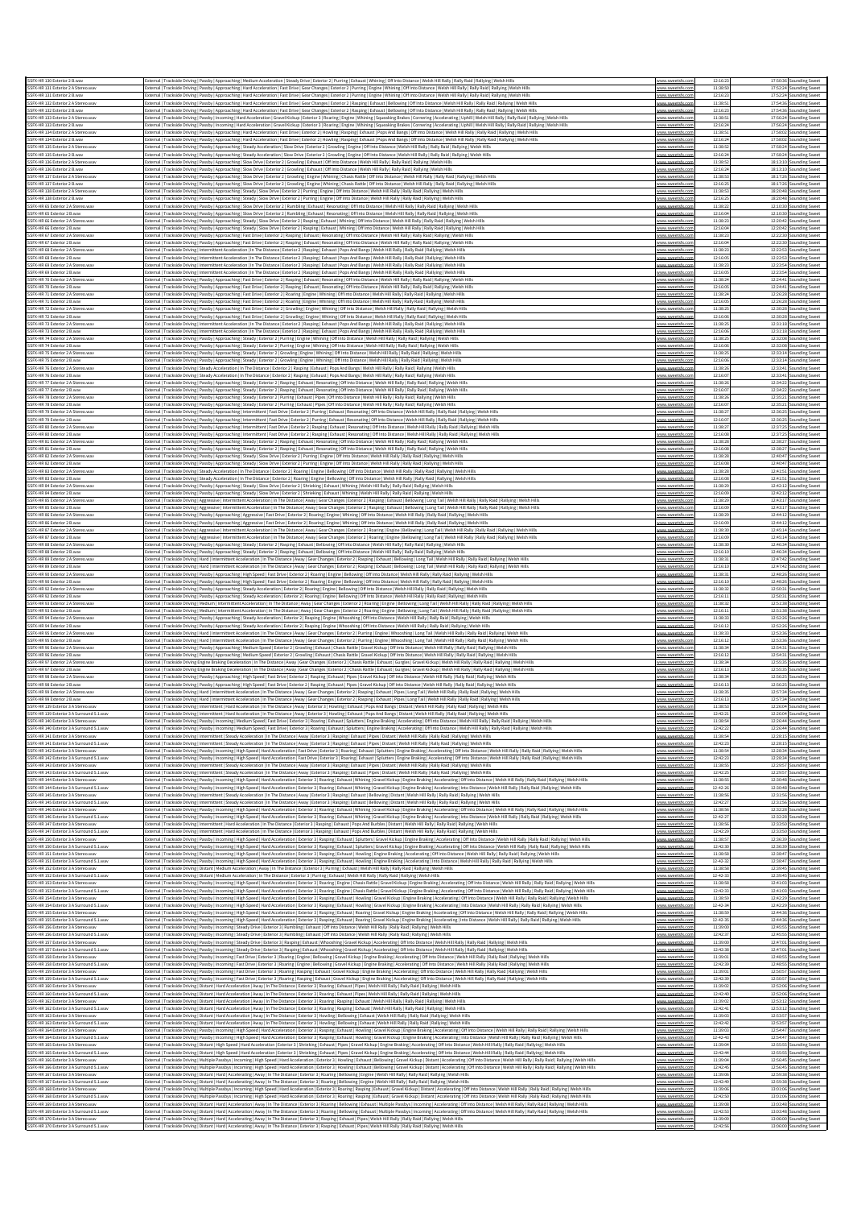| | | | | | |
|---|---|---|---|---|---|
| SSFX-HR 130 Exterior 2 B.wav | External \| Trackside Driving \| Passby \| Approaching \| Medium Acceleration \| Steady Drive \| Exterior 2 \| Purring \| Exhaust \| Whining \| Off Into Distance \| Welsh Hill Rally \| Rally Raid \| Rallying \| Welsh Hills | www.sweetsfx.com | 12:16:23 | 17:50:36 | Sounding Sweet |
| SSFX-HR 131 Exterior 2 A Stereo.wav | External \| Trackside Driving \| Passby \| Approaching \| Hard Acceleration \| Fast Drive \| Gear Changes \| Exterior 2 \| Purring \| Engine \| Whining \| Off Into Distance \| Welsh Hill Rally \| Rally Raid \| Rallying \| Welsh Hills | www.sweetsfx.com | 11:38:50 | 17:52:24 | Sounding Sweet |
| SSFX-HR 131 Exterior 2 B.wav | External \| Trackside Driving \| Passby \| Approaching \| Hard Acceleration \| Fast Drive \| Gear Changes \| Exterior 2 \| Purring \| Engine \| Whining \| Off Into Distance \| Welsh Hill Rally \| Rally Raid \| Rallying \| Welsh Hills | www.sweetsfx.com | 12:16:23 | 17:52:24 | Sounding Sweet |
| SSFX-HR 132 Exterior 2 A Stereo.wav | External \| Trackside Driving \| Passby \| Approaching \| Hard Acceleration \| Fast Drive \| Gear Changes \| Exterior 2 \| Rasping \| Exhaust \| Bellowing \| Off Into Distance \| Welsh Hill Rally \| Rally Raid \| Rallying \| Welsh Hills | www.sweetsfx.com | 11:38:51 | 17:54:36 | Sounding Sweet |
| SSFX-HR 132 Exterior 2 B.wav | External \| Trackside Driving \| Passby \| Approaching \| Hard Acceleration \| Fast Drive \| Gear Changes \| Exterior 2 \| Rasping \| Exhaust \| Bellowing \| Off Into Distance \| Welsh Hill Rally \| Rally Raid \| Rallying \| Welsh Hills | www.sweetsfx.com | 12:16:23 | 17:54:36 | Sounding Sweet |
| SSFX-HR 133 Exterior 2 A Stereo.wav | External \| Trackside Driving \| Passby \| Incoming \| Hard Acceleration \| Gravel Kickup \| Exterior 2 \| Roaring \| Engine \| Whining \| Squeaking Brakes \| Cornering \| Accelerating \| Uphill \| Welsh Hill Rally \| Rally Raid \| Rallying \| Welsh Hills | www.sweetsfx.com | 11:38:51 | 17:56:24 | Sounding Sweet |
| SSFX-HR 133 Exterior 2 B.wav | External \| Trackside Driving \| Passby \| Incoming \| Hard Acceleration \| Gravel Kickup \| Exterior 2 \| Roaring \| Engine \| Whining \| Squeaking Brakes \| Cornering \| Accelerating \| Uphill \| Welsh Hill Rally \| Rally Raid \| Rallying \| Welsh Hills | www.sweetsfx.com | 12:16:24 | 17:56:24 | Sounding Sweet |
| SSFX-HR 134 Exterior 2 A Stereo.wav | External \| Trackside Driving \| Passby \| Approaching \| Hard Acceleration \| Fast Drive \| Exterior 2 \| Howling \| Rasping \| Exhaust \| Pops And Bangs \| Off Into Distance \| Welsh Hill Rally \| Rally Raid \| Rallying \| Welsh Hills | www.sweetsfx.com | 11:38:51 | 17:58:02 | Sounding Sweet |
| SSFX-HR 134 Exterior 2 B.wav | External \| Trackside Driving \| Passby \| Approaching \| Hard Acceleration \| Fast Drive \| Exterior 2 \| Howling \| Rasping \| Exhaust \| Pops And Bangs \| Off Into Distance \| Welsh Hill Rally \| Rally Raid \| Rallying \| Welsh Hills | www.sweetsfx.com | 12:16:24 | 17:58:02 | Sounding Sweet |
| SSFX-HR 135 Exterior 2 A Stereo.wav | External \| Trackside Driving \| Passby \| Approaching \| Steady Acceleration \| Slow Drive \| Exterior 2 \| Growling \| Engine \| Off Into Distance \| Welsh Hill Rally \| Rally Raid \| Rallying \| Welsh Hills | www.sweetsfx.com | 11:38:52 | 17:58:24 | Sounding Sweet |
| SSFX-HR 135 Exterior 2 B.wav | External \| Trackside Driving \| Passby \| Approaching \| Steady Acceleration \| Slow Drive \| Exterior 2 \| Growling \| Engine \| Off Into Distance \| Welsh Hill Rally \| Rally Raid \| Rallying \| Welsh Hills | www.sweetsfx.com | 12:16:24 | 17:58:24 | Sounding Sweet |
| SSFX-HR 136 Exterior 2 A Stereo.wav | External \| Trackside Driving \| Passby \| Approaching \| Slow Drive \| Exterior 2 \| Growling \| Exhaust \| Off Into Distance \| Welsh Hill Rally \| Rally Raid \| Rallying \| Welsh Hills | www.sweetsfx.com | 11:38:52 | 18:13:10 | Sounding Sweet |
| SSFX-HR 136 Exterior 2 B.wav | External \| Trackside Driving \| Passby \| Approaching \| Slow Drive \| Exterior 2 \| Growling \| Exhaust \| Off Into Distance \| Welsh Hill Rally \| Rally Raid \| Rallying \| Welsh Hills | www.sweetsfx.com | 12:16:24 | 18:13:10 | Sounding Sweet |
| SSFX-HR 137 Exterior 2 A Stereo.wav | External \| Trackside Driving \| Passby \| Approaching \| Slow Drive \| Exterior 2 \| Growling \| Engine \| Whining \| Chassis Rattle \| Off Into Distance \| Welsh Hill Rally \| Rally Raid \| Rallying \| Welsh Hills | www.sweetsfx.com | 11:38:53 | 18:17:26 | Sounding Sweet |
| SSFX-HR 137 Exterior 2 B.wav | External \| Trackside Driving \| Passby \| Approaching \| Slow Drive \| Exterior 2 \| Growling \| Engine \| Whining \| Chassis Rattle \| Off Into Distance \| Welsh Hill Rally \| Rally Raid \| Rallying \| Welsh Hills | www.sweetsfx.com | 12:16:25 | 18:17:26 | Sounding Sweet |
| SSFX-HR 138 Exterior 2 A Stereo.wav | External \| Trackside Driving \| Passby \| Approaching \| Steady \| Slow Drive \| Exterior 2 \| Purring \| Engine \| Off Into Distance \| Welsh Hill Rally \| Rally Raid \| Rallying \| Welsh Hills | www.sweetsfx.com | 11:38:53 | 18:20:46 | Sounding Sweet |
| SSFX-HR 138 Exterior 2 B.wav | External \| Trackside Driving \| Passby \| Approaching \| Steady \| Slow Drive \| Exterior 2 \| Purring \| Engine \| Off Into Distance \| Welsh Hill Rally \| Rally Raid \| Rallying \| Welsh Hills | www.sweetsfx.com | 12:16:25 | 18:20:46 | Sounding Sweet |
| SSFX-HR 65 Exterior 2 A Stereo.wav | External \| Trackside Driving \| Passby \| Approaching \| Steady \| Slow Drive \| Exterior 2 \| Rumbling \| Exhaust \| Resonating \| Off Into Distance \| Welsh Hill Rally \| Rally Raid \| Rallying \| Welsh Hills | www.sweetsfx.com | 11:38:22 | 12:10:30 | Sounding Sweet |
| SSFX-HR 65 Exterior 2 B.wav | External \| Trackside Driving \| Passby \| Approaching \| Steady \| Slow Drive \| Exterior 2 \| Rumbling \| Exhaust \| Resonating \| Off Into Distance \| Welsh Hill Rally \| Rally Raid \| Rallying \| Welsh Hills | www.sweetsfx.com | 12:16:04 | 12:10:30 | Sounding Sweet |
| SSFX-HR 66 Exterior 2 A Stereo.wav | External \| Trackside Driving \| Passby \| Approaching \| Steady \| Slow Drive \| Exterior 2 \| Rasping \| Exhaust \| Whining \| Off Into Distance \| Welsh Hill Rally \| Rally Raid \| Rallying \| Welsh Hills | www.sweetsfx.com | 11:38:23 | 12:20:42 | Sounding Sweet |
| SSFX-HR 66 Exterior 2 B.wav | External \| Trackside Driving \| Passby \| Approaching \| Steady \| Slow Drive \| Exterior 2 \| Rasping \| Exhaust \| Whining \| Off Into Distance \| Welsh Hill Rally \| Rally Raid \| Rallying \| Welsh Hills | www.sweetsfx.com | 12:16:04 | 12:20:42 | Sounding Sweet |
| SSFX-HR 67 Exterior 2 A Stereo.wav | External \| Trackside Driving \| Passby \| Approaching \| Fast Drive \| Exterior 2 \| Rasping \| Exhaust \| Resonating \| Off Into Distance \| Welsh Hill Rally \| Rally Raid \| Rallying \| Welsh Hills | www.sweetsfx.com | 11:38:23 | 12:22:30 | Sounding Sweet |
| SSFX-HR 67 Exterior 2 B.wav | External \| Trackside Driving \| Passby \| Approaching \| Fast Drive \| Exterior 2 \| Rasping \| Exhaust \| Resonating \| Off Into Distance \| Welsh Hill Rally \| Rally Raid \| Rallying \| Welsh Hills | www.sweetsfx.com | 12:16:04 | 12:22:30 | Sounding Sweet |
| SSFX-HR 68 Exterior 2 A Stereo.wav | External \| Trackside Driving \| Intermittent Acceleration \| In The Distance \| Exterior 2 \| Rasping \| Exhaust \| Pops And Bangs \| Welsh Hill Rally \| Rally Raid \| Rallying \| Welsh Hills | www.sweetsfx.com | 11:38:23 | 12:22:53 | Sounding Sweet |
| SSFX-HR 68 Exterior 2 B.wav | External \| Trackside Driving \| Intermittent Acceleration \| In The Distance \| Exterior 2 \| Rasping \| Exhaust \| Pops And Bangs \| Welsh Hill Rally \| Rally Raid \| Rallying \| Welsh Hills | www.sweetsfx.com | 12:16:05 | 12:22:53 | Sounding Sweet |
| SSFX-HR 69 Exterior 2 A Stereo.wav | External \| Trackside Driving \| Intermittent Acceleration \| In The Distance \| Exterior 2 \| Rasping \| Exhaust \| Pops And Bangs \| Welsh Hill Rally \| Rally Raid \| Rallying \| Welsh Hills | www.sweetsfx.com | 11:38:23 | 12:23:54 | Sounding Sweet |
| SSFX-HR 69 Exterior 2 B.wav | External \| Trackside Driving \| Intermittent Acceleration \| In The Distance \| Exterior 2 \| Rasping \| Exhaust \| Pops And Bangs \| Welsh Hill Rally \| Rally Raid \| Rallying \| Welsh Hills | www.sweetsfx.com | 12:16:05 | 12:23:54 | Sounding Sweet |
| SSFX-HR 70 Exterior 2 A Stereo.wav | External \| Trackside Driving \| Passby \| Approaching \| Fast Drive \| Exterior 2 \| Rasping \| Exhaust \| Resonating \| Off Into Distance \| Welsh Hill Rally \| Rally Raid \| Rallying \| Welsh Hills | www.sweetsfx.com | 11:38:24 | 12:24:41 | Sounding Sweet |
| SSFX-HR 70 Exterior 2 B.wav | External \| Trackside Driving \| Passby \| Approaching \| Fast Drive \| Exterior 2 \| Rasping \| Exhaust \| Resonating \| Off Into Distance \| Welsh Hill Rally \| Rally Raid \| Rallying \| Welsh Hills | www.sweetsfx.com | 12:16:05 | 12:24:41 | Sounding Sweet |
| SSFX-HR 71 Exterior 2 A Stereo.wav | External \| Trackside Driving \| Passby \| Approaching \| Fast Drive \| Exterior 2 \| Roaring \| Engine \| Whining \| Off Into Distance \| Welsh Hill Rally \| Rally Raid \| Rallying \| Welsh Hills | www.sweetsfx.com | 11:38:24 | 12:26:28 | Sounding Sweet |
| SSFX-HR 71 Exterior 2 B.wav | External \| Trackside Driving \| Passby \| Approaching \| Fast Drive \| Exterior 2 \| Roaring \| Engine \| Whining \| Off Into Distance \| Welsh Hill Rally \| Rally Raid \| Rallying \| Welsh Hills | www.sweetsfx.com | 12:16:05 | 12:26:28 | Sounding Sweet |
| SSFX-HR 72 Exterior 2 A Stereo.wav | External \| Trackside Driving \| Passby \| Approaching \| Fast Drive \| Exterior 2 \| Growling \| Engine \| Whining \| Off Into Distance \| Welsh Hill Rally \| Rally Raid \| Rallying \| Welsh Hills | www.sweetsfx.com | 11:38:25 | 12:30:28 | Sounding Sweet |
| SSFX-HR 72 Exterior 2 B.wav | External \| Trackside Driving \| Passby \| Approaching \| Fast Drive \| Exterior 2 \| Growling \| Engine \| Whining \| Off Into Distance \| Welsh Hill Rally \| Rally Raid \| Rallying \| Welsh Hills | www.sweetsfx.com | 12:16:06 | 12:30:28 | Sounding Sweet |
| SSFX-HR 73 Exterior 2 A Stereo.wav | External \| Trackside Driving \| Intermittent Acceleration \| In The Distance \| Exterior 2 \| Rasping \| Exhaust \| Pops And Bangs \| Welsh Hill Rally \| Rally Raid \| Rallying \| Welsh Hills | www.sweetsfx.com | 11:38:25 | 12:31:18 | Sounding Sweet |
| SSFX-HR 73 Exterior 2 B.wav | External \| Trackside Driving \| Intermittent Acceleration \| In The Distance \| Exterior 2 \| Rasping \| Exhaust \| Pops And Bangs \| Welsh Hill Rally \| Rally Raid \| Rallying \| Welsh Hills | www.sweetsfx.com | 12:16:06 | 12:31:18 | Sounding Sweet |
| SSFX-HR 74 Exterior 2 A Stereo.wav | External \| Trackside Driving \| Passby \| Approaching \| Steady \| Exterior 2 \| Purring \| Engine \| Whining \| Off Into Distance \| Welsh Hill Rally \| Rally Raid \| Rallying \| Welsh Hills | www.sweetsfx.com | 11:38:25 | 12:32:08 | Sounding Sweet |
| SSFX-HR 74 Exterior 2 B.wav | External \| Trackside Driving \| Passby \| Approaching \| Steady \| Exterior 2 \| Purring \| Engine \| Whining \| Off Into Distance \| Welsh Hill Rally \| Rally Raid \| Rallying \| Welsh Hills | www.sweetsfx.com | 12:16:06 | 12:32:08 | Sounding Sweet |
| SSFX-HR 75 Exterior 2 A Stereo.wav | External \| Trackside Driving \| Passby \| Approaching \| Steady \| Exterior 2 \| Growling \| Engine \| Whining \| Off Into Distance \| Welsh Hill Rally \| Rally Raid \| Rallying \| Welsh Hills | www.sweetsfx.com | 11:38:25 | 12:32:14 | Sounding Sweet |
| SSFX-HR 75 Exterior 2 B.wav | External \| Trackside Driving \| Passby \| Approaching \| Steady \| Exterior 2 \| Growling \| Engine \| Whining \| Off Into Distance \| Welsh Hill Rally \| Rally Raid \| Rallying \| Welsh Hills | www.sweetsfx.com | 12:16:06 | 12:32:14 | Sounding Sweet |
| SSFX-HR 76 Exterior 2 A Stereo.wav | External \| Trackside Driving \| Steady Acceleration \| In The Distance \| Exterior 2 \| Rasping \| Exhaust \| Pops And Bangs \| Welsh Hill Rally \| Rally Raid \| Rallying \| Welsh Hills | www.sweetsfx.com | 11:38:26 | 12:32:41 | Sounding Sweet |
| SSFX-HR 76 Exterior 2 B.wav | External \| Trackside Driving \| Steady Acceleration \| In The Distance \| Exterior 2 \| Rasping \| Exhaust \| Pops And Bangs \| Welsh Hill Rally \| Rally Raid \| Rallying \| Welsh Hills | www.sweetsfx.com | 12:16:07 | 12:32:41 | Sounding Sweet |
| SSFX-HR 77 Exterior 2 A Stereo.wav | External \| Trackside Driving \| Passby \| Approaching \| Steady \| Exterior 2 \| Rasping \| Exhaust \| Resonating \| Off Into Distance \| Welsh Hill Rally \| Rally Raid \| Rallying \| Welsh Hills | www.sweetsfx.com | 11:38:26 | 12:34:22 | Sounding Sweet |
| SSFX-HR 77 Exterior 2 B.wav | External \| Trackside Driving \| Passby \| Approaching \| Steady \| Exterior 2 \| Rasping \| Exhaust \| Resonating \| Off Into Distance \| Welsh Hill Rally \| Rally Raid \| Rallying \| Welsh Hills | www.sweetsfx.com | 12:16:07 | 12:34:22 | Sounding Sweet |
| SSFX-HR 78 Exterior 2 A Stereo.wav | External \| Trackside Driving \| Passby \| Approaching \| Steady \| Exterior 2 \| Purring \| Exhaust \| Pipes \| Off Into Distance \| Welsh Hill Rally \| Rally Raid \| Rallying \| Welsh Hills | www.sweetsfx.com | 11:38:26 | 12:35:21 | Sounding Sweet |
| SSFX-HR 78 Exterior 2 B.wav | External \| Trackside Driving \| Passby \| Approaching \| Steady \| Exterior 2 \| Purring \| Exhaust \| Pipes \| Off Into Distance \| Welsh Hill Rally \| Rally Raid \| Rallying \| Welsh Hills | www.sweetsfx.com | 12:16:07 | 12:35:21 | Sounding Sweet |
| SSFX-HR 79 Exterior 2 A Stereo.wav | External \| Trackside Driving \| Passby \| Approaching \| Intermittent \| Fast Drive \| Exterior 2 \| Purring \| Exhaust \| Resonating \| Off Into Distance \| Welsh Hill Rally \| Rally Raid \| Rallying \| Welsh Hills | www.sweetsfx.com | 11:38:27 | 12:36:25 | Sounding Sweet |
| SSFX-HR 79 Exterior 2 B.wav | External \| Trackside Driving \| Passby \| Approaching \| Intermittent \| Fast Drive \| Exterior 2 \| Purring \| Exhaust \| Resonating \| Off Into Distance \| Welsh Hill Rally \| Rally Raid \| Rallying \| Welsh Hills | www.sweetsfx.com | 12:16:07 | 12:36:25 | Sounding Sweet |
| SSFX-HR 80 Exterior 2 A Stereo.wav | External \| Trackside Driving \| Passby \| Approaching \| Intermittent \| Fast Drive \| Exterior 2 \| Rasping \| Exhaust \| Resonating \| Off Into Distance \| Welsh Hill Rally \| Rally Raid \| Rallying \| Welsh Hills | www.sweetsfx.com | 11:38:27 | 12:37:25 | Sounding Sweet |
| SSFX-HR 80 Exterior 2 B.wav | External \| Trackside Driving \| Passby \| Approaching \| Intermittent \| Fast Drive \| Exterior 2 \| Rasping \| Exhaust \| Resonating \| Off Into Distance \| Welsh Hill Rally \| Rally Raid \| Rallying \| Welsh Hills | www.sweetsfx.com | 12:16:08 | 12:37:25 | Sounding Sweet |
| SSFX-HR 81 Exterior 2 A Stereo.wav | External \| Trackside Driving \| Passby \| Approaching \| Steady \| Exterior 2 \| Rasping \| Exhaust \| Resonating \| Off Into Distance \| Welsh Hill Rally \| Rally Raid \| Rallying \| Welsh Hills | www.sweetsfx.com | 11:38:28 | 12:38:27 | Sounding Sweet |
| SSFX-HR 81 Exterior 2 B.wav | External \| Trackside Driving \| Passby \| Approaching \| Steady \| Exterior 2 \| Rasping \| Exhaust \| Resonating \| Off Into Distance \| Welsh Hill Rally \| Rally Raid \| Rallying \| Welsh Hills | www.sweetsfx.com | 12:16:08 | 12:38:27 | Sounding Sweet |
| SSFX-HR 82 Exterior 2 A Stereo.wav | External \| Trackside Driving \| Passby \| Approaching \| Steady \| Slow Drive \| Exterior 2 \| Purring \| Engine \| Off Into Distance \| Welsh Hill Rally \| Rally Raid \| Rallying \| Welsh Hills | www.sweetsfx.com | 11:38:28 | 12:40:47 | Sounding Sweet |
| SSFX-HR 82 Exterior 2 B.wav | External \| Trackside Driving \| Passby \| Approaching \| Steady \| Slow Drive \| Exterior 2 \| Purring \| Engine \| Off Into Distance \| Welsh Hill Rally \| Rally Raid \| Rallying \| Welsh Hills | www.sweetsfx.com | 12:16:08 | 12:40:47 | Sounding Sweet |
| SSFX-HR 83 Exterior 2 A Stereo.wav | External \| Trackside Driving \| Steady Acceleration \| In The Distance \| Exterior 2 \| Roaring \| Engine \| Bellowing \| Off Into Distance \| Welsh Hill Rally \| Rally Raid \| Rallying \| Welsh Hills | www.sweetsfx.com | 11:38:28 | 12:41:51 | Sounding Sweet |
| SSFX-HR 83 Exterior 2 B.wav | External \| Trackside Driving \| Steady Acceleration \| In The Distance \| Exterior 2 \| Roaring \| Engine \| Bellowing \| Off Into Distance \| Welsh Hill Rally \| Rally Raid \| Rallying \| Welsh Hills | www.sweetsfx.com | 12:16:08 | 12:41:51 | Sounding Sweet |
| SSFX-HR 84 Exterior 2 A Stereo.wav | External \| Trackside Driving \| Passby \| Approaching \| Steady \| Slow Drive \| Exterior 2 \| Shrieking \| Exhaust \| Whining \| Welsh Hill Rally \| Rally Raid \| Rallying \| Welsh Hills | www.sweetsfx.com | 11:38:29 | 12:42:32 | Sounding Sweet |
| SSFX-HR 84 Exterior 2 B.wav | External \| Trackside Driving \| Passby \| Approaching \| Steady \| Slow Drive \| Exterior 2 \| Shrieking \| Exhaust \| Whining \| Welsh Hill Rally \| Rally Raid \| Rallying \| Welsh Hills | www.sweetsfx.com | 12:16:09 | 12:42:32 | Sounding Sweet |
| SSFX-HR 85 Exterior 2 A Stereo.wav | External \| Trackside Driving \| Aggressive \| Intermittent Acceleration \| In The Distance \| Away \| Gear Changes \| Exterior 2 \| Rasping \| Exhaust \| Bellowing \| Long Tail \| Welsh Hill Rally \| Rally Raid \| Rallying \| Welsh Hills | www.sweetsfx.com | 11:38:29 | 12:43:17 | Sounding Sweet |
| SSFX-HR 85 Exterior 2 B.wav | External \| Trackside Driving \| Aggressive \| Intermittent Acceleration \| In The Distance \| Away \| Gear Changes \| Exterior 2 \| Rasping \| Exhaust \| Bellowing \| Long Tail \| Welsh Hill Rally \| Rally Raid \| Rallying \| Welsh Hills | www.sweetsfx.com | 12:16:09 | 12:43:17 | Sounding Sweet |
| SSFX-HR 86 Exterior 2 A Stereo.wav | External \| Trackside Driving \| Passby \| Approaching \| Aggressive \| Fast Drive \| Exterior 2 \| Roaring \| Engine \| Whining \| Off Into Distance \| Welsh Hill Rally \| Rally Raid \| Rallying \| Welsh Hills | www.sweetsfx.com | 11:38:29 | 12:44:12 | Sounding Sweet |
| SSFX-HR 86 Exterior 2 B.wav | External \| Trackside Driving \| Passby \| Approaching \| Aggressive \| Fast Drive \| Exterior 2 \| Roaring \| Engine \| Whining \| Off Into Distance \| Welsh Hill Rally \| Rally Raid \| Rallying \| Welsh Hills | www.sweetsfx.com | 12:16:09 | 12:44:12 | Sounding Sweet |
| SSFX-HR 87 Exterior 2 A Stereo.wav | External \| Trackside Driving \| Aggressive \| Intermittent Acceleration \| In The Distance \| Away \| Gear Changes \| Exterior 2 \| Roaring \| Engine \| Bellowing \| Long Tail \| Welsh Hill Rally \| Rally Raid \| Rallying \| Welsh Hills | www.sweetsfx.com | 11:38:30 | 12:45:14 | Sounding Sweet |
| SSFX-HR 87 Exterior 2 B.wav | External \| Trackside Driving \| Aggressive \| Intermittent Acceleration \| In The Distance \| Away \| Gear Changes \| Exterior 2 \| Roaring \| Engine \| Bellowing \| Long Tail \| Welsh Hill Rally \| Rally Raid \| Rallying \| Welsh Hills | www.sweetsfx.com | 12:16:09 | 12:45:14 | Sounding Sweet |
| SSFX-HR 88 Exterior 2 A Stereo.wav | External \| Trackside Driving \| Passby \| Approaching \| Steady \| Exterior 2 \| Rasping \| Exhaust \| Bellowing \| Off Into Distance \| Welsh Hill Rally \| Rally Raid \| Rallying \| Welsh Hills | www.sweetsfx.com | 11:38:30 | 12:46:24 | Sounding Sweet |
| SSFX-HR 88 Exterior 2 B.wav | External \| Trackside Driving \| Passby \| Approaching \| Steady \| Exterior 2 \| Rasping \| Exhaust \| Bellowing \| Off Into Distance \| Welsh Hill Rally \| Rally Raid \| Rallying \| Welsh Hills | www.sweetsfx.com | 12:16:10 | 12:46:24 | Sounding Sweet |
| SSFX-HR 89 Exterior 2 A Stereo.wav | External \| Trackside Driving \| Hard \| Intermittent Acceleration \| In The Distance \| Away \| Gear Changes \| Exterior 2 \| Rasping \| Exhaust \| Bellowing \| Long Tail \| Welsh Hill Rally \| Rally Raid \| Rallying \| Welsh Hills | www.sweetsfx.com | 11:38:31 | 12:47:42 | Sounding Sweet |
| SSFX-HR 89 Exterior 2 B.wav | External \| Trackside Driving \| Hard \| Intermittent Acceleration \| In The Distance \| Away \| Gear Changes \| Exterior 2 \| Rasping \| Exhaust \| Bellowing \| Long Tail \| Welsh Hill Rally \| Rally Raid \| Rallying \| Welsh Hills | www.sweetsfx.com | 12:16:10 | 12:47:42 | Sounding Sweet |
| SSFX-HR 90 Exterior 2 A Stereo.wav | External \| Trackside Driving \| Passby \| Approaching \| High Speed \| Fast Drive \| Exterior 2 \| Roaring \| Engine \| Bellowing \| Off Into Distance \| Welsh Hill Rally \| Rally Raid \| Rallying \| Welsh Hills | www.sweetsfx.com | 11:38:31 | 12:48:20 | Sounding Sweet |
| SSFX-HR 90 Exterior 2 B.wav | External \| Trackside Driving \| Passby \| Approaching \| High Speed \| Fast Drive \| Exterior 2 \| Roaring \| Engine \| Bellowing \| Off Into Distance \| Welsh Hill Rally \| Rally Raid \| Rallying \| Welsh Hills | www.sweetsfx.com | 12:16:10 | 12:48:26 | Sounding Sweet |
| SSFX-HR 92 Exterior 2 A Stereo.wav | External \| Trackside Driving \| Passby \| Approaching \| Steady Acceleration \| Exterior 2 \| Roaring \| Engine \| Bellowing \| Off Into Distance \| Welsh Hill Rally \| Rally Raid \| Rallying \| Welsh Hills | www.sweetsfx.com | 11:38:32 | 12:50:31 | Sounding Sweet |
| SSFX-HR 92 Exterior 2 B.wav | External \| Trackside Driving \| Passby \| Approaching \| Steady Acceleration \| Exterior 2 \| Roaring \| Engine \| Bellowing \| Off Into Distance \| Welsh Hill Rally \| Rally Raid \| Rallying \| Welsh Hills | www.sweetsfx.com | 12:16:11 | 12:50:31 | Sounding Sweet |
| SSFX-HR 93 Exterior 2 A Stereo.wav | External \| Trackside Driving \| Medium \| Intermittent Acceleration \| In The Distance \| Away \| Gear Changes \| Exterior 2 \| Roaring \| Engine \| Bellowing \| Long Tail \| Welsh Hill Rally \| Rally Raid \| Rallying \| Welsh Hills | www.sweetsfx.com | 11:38:32 | 12:51:38 | Sounding Sweet |
| SSFX-HR 93 Exterior 2 B.wav | External \| Trackside Driving \| Medium \| Intermittent Acceleration \| In The Distance \| Away \| Gear Changes \| Exterior 2 \| Roaring \| Engine \| Bellowing \| Long Tail \| Welsh Hill Rally \| Rally Raid \| Rallying \| Welsh Hills | www.sweetsfx.com | 12:16:11 | 12:51:38 | Sounding Sweet |
| SSFX-HR 94 Exterior 2 A Stereo.wav | External \| Trackside Driving \| Passby \| Approaching \| Steady Acceleration \| Exterior 2 \| Rasping \| Engine \| Whooshing \| Off Into Distance \| Welsh Hill Rally \| Rally Raid \| Rallying \| Welsh Hills | www.sweetsfx.com | 11:38:33 | 12:52:26 | Sounding Sweet |
| SSFX-HR 94 Exterior 2 B.wav | External \| Trackside Driving \| Passby \| Approaching \| Steady Acceleration \| Exterior 2 \| Rasping \| Engine \| Whooshing \| Off Into Distance \| Welsh Hill Rally \| Rally Raid \| Rallying \| Welsh Hills | www.sweetsfx.com | 12:16:12 | 12:52:26 | Sounding Sweet |
| SSFX-HR 95 Exterior 2 A Stereo.wav | External \| Trackside Driving \| Hard \| Intermittent Acceleration \| In The Distance \| Away \| Gear Changes \| Exterior 2 \| Purring \| Engine \| Whooshing \| Long Tail \| Welsh Hill Rally \| Rally Raid \| Rallying \| Welsh Hills | www.sweetsfx.com | 11:38:33 | 12:53:36 | Sounding Sweet |
| SSFX-HR 95 Exterior 2 B.wav | External \| Trackside Driving \| Hard \| Intermittent Acceleration \| In The Distance \| Away \| Gear Changes \| Exterior 2 \| Purring \| Engine \| Whooshing \| Long Tail \| Welsh Hill Rally \| Rally Raid \| Rallying \| Welsh Hills | www.sweetsfx.com | 12:16:12 | 12:53:36 | Sounding Sweet |
| SSFX-HR 96 Exterior 2 A Stereo.wav | External \| Trackside Driving \| Passby \| Approaching \| Medium Speed \| Exterior 2 \| Growling \| Exhaust \| Chassis Rattle \| Gravel Kickup \| Off Into Distance \| Welsh Hill Rally \| Rally Raid \| Rallying \| Welsh Hills | www.sweetsfx.com | 11:38:34 | 12:54:31 | Sounding Sweet |
| SSFX-HR 96 Exterior 2 B.wav | External \| Trackside Driving \| Passby \| Approaching \| Medium Speed \| Exterior 2 \| Growling \| Exhaust \| Chassis Rattle \| Gravel Kickup \| Off Into Distance \| Welsh Hill Rally \| Rally Raid \| Rallying \| Welsh Hills | www.sweetsfx.com | 12:16:12 | 12:54:31 | Sounding Sweet |
| SSFX-HR 97 Exterior 2 A Stereo.wav | External \| Trackside Driving \| Engine Braking Deceleration \| In The Distance \| Away \| Gear Changes \| Exterior 2 \| Chassis Rattle \| Exhaust \| Gurgles \| Gravel Kickup \| Welsh Hill Rally \| Rally Raid \| Rallying \| Welsh Hills | www.sweetsfx.com | 11:38:34 | 12:55:35 | Sounding Sweet |
| SSFX-HR 97 Exterior 2 B.wav | External \| Trackside Driving \| Engine Braking Deceleration \| In The Distance \| Away \| Gear Changes \| Exterior 2 \| Chassis Rattle \| Exhaust \| Gurgles \| Gravel Kickup \| Welsh Hill Rally \| Rally Raid \| Rallying \| Welsh Hills | www.sweetsfx.com | 12:16:13 | 12:55:35 | Sounding Sweet |
| SSFX-HR 98 Exterior 2 A Stereo.wav | External \| Trackside Driving \| Passby \| Approaching \| High Speed \| Fast Drive \| Exterior 2 \| Rasping \| Exhaust \| Pipes \| Gravel Kickup \| Off Into Distance \| Welsh Hill Rally \| Rally Raid \| Rallying \| Welsh Hills | www.sweetsfx.com | 11:38:34 | 12:56:25 | Sounding Sweet |
| SSFX-HR 98 Exterior 2 B.wav | External \| Trackside Driving \| Passby \| Approaching \| High Speed \| Fast Drive \| Exterior 2 \| Rasping \| Exhaust \| Pipes \| Gravel Kickup \| Off Into Distance \| Welsh Hill Rally \| Rally Raid \| Rallying \| Welsh Hills | www.sweetsfx.com | 12:16:13 | 12:56:25 | Sounding Sweet |
| SSFX-HR 99 Exterior 2 A Stereo.wav | External \| Trackside Driving \| Hard \| Intermittent Acceleration \| In The Distance \| Away \| Gear Changes \| Exterior 2 \| Rasping \| Pipes \| Long Tail \| Welsh Hill Rally \| Rally Raid \| Rallying \| Welsh Hills | www.sweetsfx.com | 11:38:35 | 12:57:34 | Sounding Sweet |
| SSFX-HR 99 Exterior 2 B.wav | External \| Trackside Driving \| Hard \| Intermittent Acceleration \| In The Distance \| Away \| Gear Changes \| Exterior 2 \| Rasping \| Pipes \| Long Tail \| Welsh Hill Rally \| Rally Raid \| Rallying \| Welsh Hills | www.sweetsfx.com | 12:16:13 | 12:57:34 | Sounding Sweet |
| SSFX-HR 139 Exterior 3 A Stereo.wav | External \| Trackside Driving \| Intermittent \| Hard Acceleration \| In The Distance \| Away \| Exterior 3 \| Howling \| Exhaust \| Pops And Bangs \| Distant \| Welsh Hill Rally \| Rally Raid \| Rallying \| Welsh Hills | www.sweetsfx.com | 11:38:53 | 12:26:04 | Sounding Sweet |
| SSFX-HR 139 Exterior 3 A Surround 5.1.wav | External \| Trackside Driving \| Intermittent \| Hard Acceleration \| In The Distance \| Away \| Exterior 3 \| Howling \| Exhaust \| Pops And Bangs \| Distant \| Welsh Hill Rally \| Rally Raid \| Rallying \| Welsh Hills | www.sweetsfx.com | 12:42:21 | 12:26:04 | Sounding Sweet |
| SSFX-HR 140 Exterior 3 A Stereo.wav | External \| Trackside Driving \| Passby \| Incoming \| Medium Speed \| Fast Drive \| Exterior 3 \| Roaring \| Exhaust \| Splutters \| Engine Braking \| Accelerating \| Off Into Distance \| Welsh Hill Rally \| Rally Raid \| Rallying \| Welsh Hills | www.sweetsfx.com | 11:38:54 | 12:26:44 | Sounding Sweet |
| SSFX-HR 140 Exterior 3 A Surround 5.1.wav | External \| Trackside Driving \| Passby \| Incoming \| Medium Speed \| Fast Drive \| Exterior 3 \| Roaring \| Exhaust \| Splutters \| Engine Braking \| Accelerating \| Off Into Distance \| Welsh Hill Rally \| Rally Raid \| Rallying \| Welsh Hills | www.sweetsfx.com | 12:42:22 | 12:26:44 | Sounding Sweet |
| SSFX-HR 141 Exterior 3 A Stereo.wav | External \| Trackside Driving \| Intermittent \| Steady Acceleration \| In The Distance \| Away \| Exterior 3 \| Rasping \| Exhaust \| Pipes \| Distant \| Welsh Hill Rally \| Rally Raid \| Rallying \| Welsh Hills | www.sweetsfx.com | 11:38:54 | 12:28:15 | Sounding Sweet |
| SSFX-HR 141 Exterior 3 A Surround 5.1.wav | External \| Trackside Driving \| Intermittent \| Steady Acceleration \| In The Distance \| Away \| Exterior 3 \| Rasping \| Exhaust \| Pipes \| Distant \| Welsh Hill Rally \| Rally Raid \| Rallying \| Welsh Hills | www.sweetsfx.com | 12:42:23 | 12:28:15 | Sounding Sweet |
| SSFX-HR 142 Exterior 3 A Stereo.wav | External \| Trackside Driving \| Passby \| Incoming \| High Speed \| Hard Acceleration \| Fast Drive \| Exterior 3 \| Roaring \| Exhaust \| Splutters \| Engine Braking \| Accelerating \| Off Into Distance \| Welsh Hill Rally \| Rally Raid \| Rallying \| Welsh Hills | www.sweetsfx.com | 11:38:54 | 12:28:34 | Sounding Sweet |
| SSFX-HR 142 Exterior 3 A Surround 5.1.wav | External \| Trackside Driving \| Passby \| Incoming \| High Speed \| Hard Acceleration \| Fast Drive \| Exterior 3 \| Roaring \| Exhaust \| Splutters \| Engine Braking \| Accelerating \| Off Into Distance \| Welsh Hill Rally \| Rally Raid \| Rallying \| Welsh Hills | www.sweetsfx.com | 12:42:23 | 12:28:34 | Sounding Sweet |
| SSFX-HR 143 Exterior 3 A Stereo.wav | External \| Trackside Driving \| Intermittent \| Steady Acceleration \| In The Distance \| Away \| Exterior 3 \| Rasping \| Exhaust \| Pipes \| Distant \| Welsh Hill Rally \| Rally Raid \| Rallying \| Welsh Hills | www.sweetsfx.com | 11:38:55 | 12:29:57 | Sounding Sweet |
| SSFX-HR 143 Exterior 3 A Surround 5.1.wav | External \| Trackside Driving \| Intermittent \| Steady Acceleration \| In The Distance \| Away \| Exterior 3 \| Rasping \| Exhaust \| Pipes \| Distant \| Welsh Hill Rally \| Rally Raid \| Rallying \| Welsh Hills | www.sweetsfx.com | 12:42:25 | 12:29:57 | Sounding Sweet |
| SSFX-HR 144 Exterior 3 A Stereo.wav | External \| Trackside Driving \| Passby \| Incoming \| High Speed \| Hard Acceleration \| Exterior 3 \| Roaring \| Exhaust \| Whining \| Gravel Kickup \| Engine Braking \| Accelerating \| Off Into Distance \| Welsh Hill Rally \| Rally Raid \| Rallying \| Welsh Hills | www.sweetsfx.com | 11:38:55 | 12:30:48 | Sounding Sweet |
| SSFX-HR 144 Exterior 3 A Surround 5.1.wav | External \| Trackside Driving \| Passby \| Incoming \| High Speed \| Hard Acceleration \| Exterior 3 \| Roaring \| Exhaust \| Whining \| Gravel Kickup \| Engine Braking \| Accelerating \| Into Distance \| Welsh Hill Rally \| Rally Raid \| Rallying \| Welsh Hills | www.sweetsfx.com | 12:42:26 | 12:30:48 | Sounding Sweet |
| SSFX-HR 145 Exterior 3 A Stereo.wav | External \| Trackside Driving \| Intermittent \| Steady Acceleration \| In The Distance \| Away \| Exterior 3 \| Rasping \| Exhaust \| Bellowing \| Distant \| Welsh Hill Rally \| Rally Raid \| Rallying \| Welsh Hills | www.sweetsfx.com | 11:38:56 | 12:31:56 | Sounding Sweet |
| SSFX-HR 145 Exterior 3 A Surround 5.1.wav | External \| Trackside Driving \| Intermittent \| Steady Acceleration \| In The Distance \| Away \| Exterior 3 \| Rasping \| Exhaust \| Bellowing \| Distant \| Welsh Hill Rally \| Rally Raid \| Rallying \| Welsh Hills | www.sweetsfx.com | 12:42:27 | 12:31:56 | Sounding Sweet |
| SSFX-HR 146 Exterior 3 A Stereo.wav | External \| Trackside Driving \| Passby \| Incoming \| High Speed \| Hard Acceleration \| Exterior 3 \| Roaring \| Exhaust \| Whining \| Gravel Kickup \| Engine Braking \| Accelerating \| Off Into Distance \| Welsh Hill Rally \| Rally Raid \| Rallying \| Welsh Hills | www.sweetsfx.com | 11:38:56 | 12:32:29 | Sounding Sweet |
| SSFX-HR 146 Exterior 3 A Surround 5.1.wav | External \| Trackside Driving \| Passby \| Incoming \| High Speed \| Hard Acceleration \| Exterior 3 \| Roaring \| Exhaust \| Whining \| Gravel Kickup \| Engine Braking \| Accelerating \| Into Distance \| Welsh Hill Rally \| Rally Raid \| Rallying \| Welsh Hills | www.sweetsfx.com | 12:42:27 | 12:32:29 | Sounding Sweet |
| SSFX-HR 147 Exterior 3 A Stereo.wav | External \| Trackside Driving \| Intermittent \| Hard Acceleration \| In The Distance \| Exterior 3 \| Rasping \| Exhaust \| Pops And Burbles \| Distant \| Welsh Hill Rally \| Rally Raid \| Rallying \| Welsh Hills | www.sweetsfx.com | 11:38:56 | 12:33:50 | Sounding Sweet |
| SSFX-HR 147 Exterior 3 A Surround 5.1.wav | External \| Trackside Driving \| Intermittent \| Hard Acceleration \| In The Distance \| Exterior 3 \| Rasping \| Exhaust \| Pops And Burbles \| Distant \| Welsh Hill Rally \| Rally Raid \| Rallying \| Welsh Hills | www.sweetsfx.com | 12:42:29 | 12:33:50 | Sounding Sweet |
| SSFX-HR 150 Exterior 3 A Stereo.wav | External \| Trackside Driving \| Passby \| Incoming \| High Speed \| Hard Acceleration \| Exterior 3 \| Rasping \| Exhaust \| Splutters \| Gravel Kickup \| Engine Braking \| Accelerating \| Off Into Distance \| Welsh Hill Rally \| Rally Raid \| Rallying \| Welsh Hills | www.sweetsfx.com | 11:38:57 | 12:36:39 | Sounding Sweet |
| SSFX-HR 150 Exterior 3 A Surround 5.1.wav | External \| Trackside Driving \| Passby \| Incoming \| High Speed \| Hard Acceleration \| Exterior 3 \| Rasping \| Exhaust \| Splutters \| Gravel Kickup \| Engine Braking \| Accelerating \| Off Into Distance \| Welsh Hill Rally \| Rally Raid \| Rallying \| Welsh Hills | www.sweetsfx.com | 12:42:30 | 12:36:39 | Sounding Sweet |
| SSFX-HR 151 Exterior 3 A Stereo.wav | External \| Trackside Driving \| Passby \| Incoming \| High Speed \| Hard Acceleration \| Exterior 3 \| Rasping \| Exhaust \| Howling \| Engine Braking \| Accelerating \| Off Into Distance \| Welsh Hill Rally \| Rally Raid \| Rallying \| Welsh Hills | www.sweetsfx.com | 11:38:58 | 12:38:47 | Sounding Sweet |
| SSFX-HR 151 Exterior 3 A Surround 5.1.wav | External \| Trackside Driving \| Passby \| Incoming \| High Speed \| Hard Acceleration \| Exterior 3 \| Rasping \| Exhaust \| Howling \| Engine Braking \| Accelerating \| Into Distance \| Welsh Hill Rally \| Rally Raid \| Rallying \| Welsh Hills | www.sweetsfx.com | 12:42:32 | 12:38:47 | Sounding Sweet |
| SSFX-HR 152 Exterior 3 A Stereo.wav | External \| Trackside Driving \| Distant \| Medium Acceleration \| Away \| In The Distance \| Exterior 3 \| Purring \| Exhaust \| Welsh Hill Rally \| Rally Raid \| Rallying \| Welsh Hills | www.sweetsfx.com | 11:38:58 | 12:39:45 | Sounding Sweet |
| SSFX-HR 152 Exterior 3 A Surround 5.1.wav | External \| Trackside Driving \| Distant \| Medium Acceleration \| Away \| In The Distance \| Exterior 3 \| Purring \| Exhaust \| Welsh Hill Rally \| Rally Raid \| Rallying \| Welsh Hills | www.sweetsfx.com | 12:42:33 | 12:39:45 | Sounding Sweet |
| SSFX-HR 153 Exterior 3 A Stereo.wav | External \| Trackside Driving \| Passby \| Incoming \| High Speed \| Hard Acceleration \| Exterior 3 \| Rasping \| Engine \| Chassis Rattle \| Gravel Kickup \| Engine Braking \| Accelerating \| Off Into Distance \| Welsh Hill Rally \| Rally Raid \| Rallying \| Welsh Hills | www.sweetsfx.com | 11:38:58 | 12:41:03 | Sounding Sweet |
| SSFX-HR 153 Exterior 3 A Surround 5.1.wav | External \| Trackside Driving \| Passby \| Incoming \| High Speed \| Hard Acceleration \| Exterior 3 \| Rasping \| Engine \| Chassis Rattle \| Gravel Kickup \| Engine Braking \| Accelerating \| Off Into Distance \| Welsh Hill Rally \| Rally Raid \| Rallying \| Welsh Hills | www.sweetsfx.com | 12:42:33 | 12:41:03 | Sounding Sweet |
| SSFX-HR 154 Exterior 3 A Stereo.wav | External \| Trackside Driving \| Passby \| Incoming \| High Speed \| Hard Acceleration \| Exterior 3 \| Rasping \| Exhaust \| Howling \| Gravel Kickup \| Engine Braking \| Accelerating \| Off Into Distance \| Welsh Hill Rally \| Rally Raid \| Rallying \| Welsh Hills | www.sweetsfx.com | 11:38:59 | 12:42:29 | Sounding Sweet |
| SSFX-HR 154 Exterior 3 A Surround 5.1.wav | External \| Trackside Driving \| Passby \| Incoming \| High Speed \| Hard Acceleration \| Exterior 3 \| Rasping \| Exhaust \| Howling \| Gravel Kickup \| Engine Braking \| Accelerating \| Into Distance \| Welsh Hill Rally \| Rally Raid \| Rallying \| Welsh Hills | www.sweetsfx.com | 12:42:34 | 12:42:29 | Sounding Sweet |
| SSFX-HR 155 Exterior 3 A Stereo.wav | External \| Trackside Driving \| Passby \| Incoming \| High Speed \| Hard Acceleration \| Exterior 3 \| Rasping \| Exhaust \| Roaring \| Gravel Kickup \| Engine Braking \| Accelerating \| Off Into Distance \| Welsh Hill Rally \| Rally Raid \| Rallying \| Welsh Hills | www.sweetsfx.com | 11:38:59 | 12:44:36 | Sounding Sweet |
| SSFX-HR 155 Exterior 3 A Surround 5.1.wav | External \| Trackside Driving \| Passby \| Incoming \| High Speed \| Hard Acceleration \| Exterior 3 \| Rasping \| Exhaust \| Roaring \| Gravel Kickup \| Engine Braking \| Accelerating \| Into Distance \| Welsh Hill Rally \| Rally Raid \| Rallying \| Welsh Hills | www.sweetsfx.com | 12:42:35 | 12:44:36 | Sounding Sweet |
| SSFX-HR 156 Exterior 3 A Stereo.wav | External \| Trackside Driving \| Passby \| Incoming \| Steady Drive \| Exterior 3 \| Rumbling \| Exhaust \| Off Into Distance \| Welsh Hill Rally \| Rally Raid \| Rallying \| Welsh Hills | www.sweetsfx.com | 11:39:00 | 12:45:55 | Sounding Sweet |
| SSFX-HR 156 Exterior 3 A Surround 5.1.wav | External \| Trackside Driving \| Passby \| Incoming \| Steady Drive \| Exterior 3 \| Rumbling \| Exhaust \| Off Into Distance \| Welsh Hill Rally \| Rally Raid \| Rallying \| Welsh Hills | www.sweetsfx.com | 12:42:37 | 12:45:55 | Sounding Sweet |
| SSFX-HR 157 Exterior 3 A Stereo.wav | External \| Trackside Driving \| Passby \| Incoming \| Steady Drive \| Exterior 3 \| Rasping \| Exhaust \| Whooshing \| Gravel Kickup \| Accelerating \| Off Into Distance \| Welsh Hill Rally \| Rally Raid \| Rallying \| Welsh Hills | www.sweetsfx.com | 11:39:00 | 12:47:01 | Sounding Sweet |
| SSFX-HR 157 Exterior 3 A Surround 5.1.wav | External \| Trackside Driving \| Passby \| Incoming \| Steady Drive \| Exterior 3 \| Rasping \| Exhaust \| Whooshing \| Gravel Kickup \| Accelerating \| Off Into Distance \| Welsh Hill Rally \| Rally Raid \| Rallying \| Welsh Hills | www.sweetsfx.com | 12:42:38 | 12:47:01 | Sounding Sweet |
| SSFX-HR 158 Exterior 3 A Stereo.wav | External \| Trackside Driving \| Passby \| Incoming \| Fast Drive \| Exterior 3 \| Roaring \| Engine \| Bellowing \| Gravel Kickup \| Engine Braking \| Accelerating \| Off Into Distance \| Welsh Hill Rally \| Rally Raid \| Rallying \| Welsh Hills | www.sweetsfx.com | 11:39:01 | 12:48:55 | Sounding Sweet |
| SSFX-HR 158 Exterior 3 A Surround 5.1.wav | External \| Trackside Driving \| Passby \| Incoming \| Fast Drive \| Exterior 3 \| Roaring \| Engine \| Bellowing \| Gravel Kickup \| Engine Braking \| Accelerating \| Off Into Distance \| Welsh Hill Rally \| Rally Raid \| Rallying \| Welsh Hills | www.sweetsfx.com | 12:42:39 | 12:48:55 | Sounding Sweet |
| SSFX-HR 159 Exterior 3 A Stereo.wav | External \| Trackside Driving \| Passby \| Incoming \| Fast Drive \| Exterior 3 \| Roaring \| Rasping \| Exhaust \| Gravel Kickup \| Engine Braking \| Accelerating \| Off Into Distance \| Welsh Hill Rally \| Rally Raid \| Rallying \| Welsh Hills | www.sweetsfx.com | 11:39:01 | 12:50:57 | Sounding Sweet |
| SSFX-HR 159 Exterior 3 A Surround 5.1.wav | External \| Trackside Driving \| Passby \| Incoming \| Fast Drive \| Exterior 3 \| Roaring \| Rasping \| Exhaust \| Gravel Kickup \| Engine Braking \| Accelerating \| Off Into Distance \| Welsh Hill Rally \| Rally Raid \| Rallying \| Welsh Hills | www.sweetsfx.com | 12:42:39 | 12:50:57 | Sounding Sweet |
| SSFX-HR 160 Exterior 3 A Stereo.wav | External \| Trackside Driving \| Distant \| Hard Acceleration \| Away \| In The Distance \| Exterior 3 \| Roaring \| Exhaust \| Pipes \| Welsh Hill Rally \| Rally Raid \| Rallying \| Welsh Hills | www.sweetsfx.com | 11:39:02 | 12:52:06 | Sounding Sweet |
| SSFX-HR 160 Exterior 3 A Surround 5.1.wav | External \| Trackside Driving \| Distant \| Hard Acceleration \| Away \| In The Distance \| Exterior 3 \| Roaring \| Exhaust \| Pipes \| Welsh Hill Rally \| Rally Raid \| Rallying \| Welsh Hills | www.sweetsfx.com | 12:42:40 | 12:52:06 | Sounding Sweet |
| SSFX-HR 162 Exterior 3 A Stereo.wav | External \| Trackside Driving \| Distant \| Hard Acceleration \| Away \| In The Distance \| Exterior 3 \| Roaring \| Rasping \| Exhaust \| Welsh Hill Rally \| Rally Raid \| Rallying \| Welsh Hills | www.sweetsfx.com | 11:39:02 | 12:53:12 | Sounding Sweet |
| SSFX-HR 162 Exterior 3 A Surround 5.1.wav | External \| Trackside Driving \| Distant \| Hard Acceleration \| Away \| In The Distance \| Exterior 3 \| Roaring \| Rasping \| Exhaust \| Welsh Hill Rally \| Rally Raid \| Rallying \| Welsh Hills | www.sweetsfx.com | 12:42:41 | 12:53:12 | Sounding Sweet |
| SSFX-HR 163 Exterior 3 A Stereo.wav | External \| Trackside Driving \| Distant \| Hard Acceleration \| Away \| In The Distance \| Exterior 3 \| Howling \| Bellowing \| Exhaust \| Welsh Hill Rally \| Rally Raid \| Rallying \| Welsh Hills | www.sweetsfx.com | 11:39:03 | 12:53:57 | Sounding Sweet |
| SSFX-HR 163 Exterior 3 A Surround 5.1.wav | External \| Trackside Driving \| Distant \| Hard Acceleration \| Away \| In The Distance \| Exterior 3 \| Howling \| Bellowing \| Exhaust \| Welsh Hill Rally \| Rally Raid \| Rallying \| Welsh Hills | www.sweetsfx.com | 12:42:42 | 12:53:57 | Sounding Sweet |
| SSFX-HR 164 Exterior 3 A Stereo.wav | External \| Trackside Driving \| Passby \| Incoming \| High Speed \| Hard Acceleration \| Exterior 3 \| Rasping \| Exhaust \| Howling \| Gravel Kickup \| Engine Braking \| Accelerating \| Off Into Distance \| Welsh Hill Rally \| Rally Raid \| Rallying \| Welsh Hills | www.sweetsfx.com | 11:39:03 | 12:54:47 | Sounding Sweet |
| SSFX-HR 164 Exterior 3 A Surround 5.1.wav | External \| Trackside Driving \| Passby \| Incoming \| High Speed \| Hard Acceleration \| Exterior 3 \| Rasping \| Exhaust \| Howling \| Gravel Kickup \| Engine Braking \| Accelerating \| Into Distance \| Welsh Hill Rally \| Rally Raid \| Rallying \| Welsh Hills | www.sweetsfx.com | 12:42:43 | 12:54:47 | Sounding Sweet |
| SSFX-HR 165 Exterior 3 A Stereo.wav | External \| Trackside Driving \| Distant \| High Speed \| Hard Acceleration \| Exterior 3 \| Shrieking \| Exhaust \| Pipes \| Gravel Kickup \| Engine Braking \| Accelerating \| Off Into Distance \| Welsh Hill Rally \| Rally Raid \| Rallying \| Welsh Hills | www.sweetsfx.com | 11:39:04 | 12:55:55 | Sounding Sweet |
| SSFX-HR 165 Exterior 3 A Surround 5.1.wav | External \| Trackside Driving \| Distant \| High Speed \| Hard Acceleration \| Exterior 3 \| Shrieking \| Exhaust \| Pipes \| Gravel Kickup \| Engine Braking \| Accelerating \| Off Into Distance \| Welsh Hill Rally \| Rally Raid \| Rallying \| Welsh Hills | www.sweetsfx.com | 12:42:44 | 12:55:55 | Sounding Sweet |
| SSFX-HR 166 Exterior 3 A Stereo.wav | External \| Trackside Driving \| Multiple Passbys \| Incoming \| High Speed \| Hard Acceleration \| Exterior 3 \| Howling \| Exhaust \| Bellowing \| Gravel Kickup \| Distant \| Accelerating \| Off Into Distance \| Welsh Hill Rally \| Rally Raid \| Rallying \| Welsh Hills | www.sweetsfx.com | 11:39:04 | 12:56:40 | Sounding Sweet |
| SSFX-HR 166 Exterior 3 A Surround 5.1.wav | External \| Trackside Driving \| Multiple Passbys \| Incoming \| High Speed \| Hard Acceleration \| Exterior 3 \| Howling \| Exhaust \| Bellowing \| Gravel Kickup \| Distant \| Accelerating \| Off Into Distance \| Welsh Hill Rally \| Rally Raid \| Rallying \| Welsh Hills | www.sweetsfx.com | 12:42:45 | 12:56:45 | Sounding Sweet |
| SSFX-HR 167 Exterior 3 A Stereo.wav | External \| Trackside Driving \| Distant \| Hard Accelerating \| Away \| In The Distance \| Exterior 3 \| Roaring \| Bellowing \| Engine \| Welsh Hill Rally \| Rally Raid \| Rallying \| Welsh Hills | www.sweetsfx.com | 11:39:05 | 12:59:36 | Sounding Sweet |
| SSFX-HR 167 Exterior 3 A Surround 5.1.wav | External \| Trackside Driving \| Distant \| Hard Accelerating \| Away \| In The Distance \| Exterior 3 \| Roaring \| Bellowing \| Engine \| Welsh Hill Rally \| Rally Raid \| Rallying \| Welsh Hills | www.sweetsfx.com | 12:42:46 | 12:59:36 | Sounding Sweet |
| SSFX-HR 168 Exterior 3 A Stereo.wav | External \| Trackside Driving \| Multiple Passbys \| Incoming \| High Speed \| Hard Acceleration \| Exterior 3 \| Roaring \| Rasping \| Exhaust \| Gravel Kickup \| Distant \| Accelerating \| Off Into Distance \| Welsh Hill Rally \| Rally Raid \| Rallying \| Welsh Hills | www.sweetsfx.com | 11:39:06 | 13:01:06 | Sounding Sweet |
| SSFX-HR 168 Exterior 3 A Surround 5.1.wav | External \| Trackside Driving \| Multiple Passbys \| Incoming \| High Speed \| Hard Acceleration \| Exterior 3 \| Roaring \| Rasping \| Exhaust \| Gravel Kickup \| Distant \| Accelerating \| Off Into Distance \| Welsh Hill Rally \| Rally Raid \| Rallying \| Welsh Hills | www.sweetsfx.com | 12:42:50 | 13:01:06 | Sounding Sweet |
| SSFX-HR 169 Exterior 3 A Stereo.wav | External \| Trackside Driving \| Distant \| Hard \| Acceleration \| Away \| In The Distance \| Exterior 3 \| Roaring \| Bellowing \| Exhaust \| Multiple Passbys \| Incoming \| Off Into Distance \| Welsh Hill Rally \| Rally Raid \| Rallying \| Welsh Hills | www.sweetsfx.com | 11:39:08 | 13:03:48 | Sounding Sweet |
| SSFX-HR 169 Exterior 3 A Surround 5.1.wav | External \| Trackside Driving \| Distant \| Hard \| Acceleration \| Away \| In The Distance \| Exterior 3 \| Roaring \| Bellowing \| Exhaust \| Multiple Passbys \| Incoming \| Off Into Distance \| Welsh Hill Rally \| Rally Raid \| Rallying \| Welsh Hills | www.sweetsfx.com | 12:42:52 | 13:03:48 | Sounding Sweet |
| SSFX-HR 170 Exterior 3 A Stereo.wav | External \| Trackside Driving \| Distant \| Hard \| Acceleration \| Away \| In The Distance \| Exterior 3 \| Rasping \| Exhaust \| Pipes \| Welsh Hill Rally \| Rally Raid \| Rallying \| Welsh Hills | www.sweetsfx.com | 11:39:09 | 13:06:00 | Sounding Sweet |
| SSFX-HR 170 Exterior 3 A Surround 5.1.wav | External \| Trackside Driving \| Distant \| Hard \| Acceleration \| Away \| In The Distance \| Exterior 3 \| Rasping \| Exhaust \| Pipes \| Welsh Hill Rally \| Rally Raid \| Rallying \| Welsh Hills | www.sweetsfx.com | 12:42:56 | 13:06:00 | Sounding Sweet |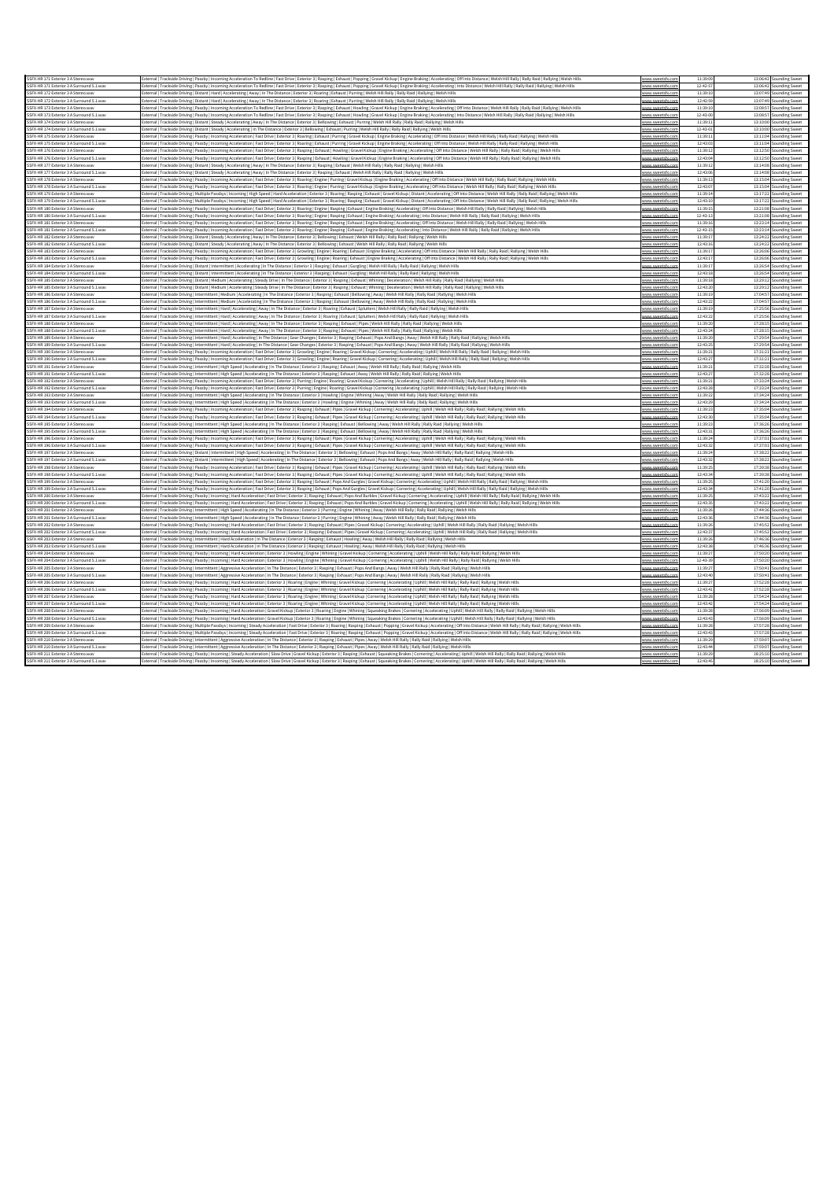| | | | | | |
|---|---|---|---|---|---|
| SSFX-HR 171 Exterior 3 A Stereo.wav | External \| Trackside Driving \| Passby \| Incoming Acceleration To Redline \| Fast Drive \| Exterior 3 \| Rasping \| Exhaust \| Popping \| Gravel Kickup \| Engine Braking \| Accelerating \| Off Into Distance \| Welsh Hill Rally \| Rally Raid \| Rallying \| Welsh Hills | www.sweetsfx.com | 11:39:09 | 12:06:42 | Sounding Sweet |
| SSFX-HR 171 Exterior 3 A Surround 5.1.wav | External \| Trackside Driving \| Passby \| Incoming Acceleration To Redline \| Fast Drive \| Exterior 3 \| Rasping \| Exhaust \| Popping \| Gravel Kickup \| Engine Braking \| Accelerating \| Into Distance \| Welsh Hill Rally \| Rally Raid \| Rallying \| Welsh Hills | www.sweetsfx.com | 12:42:57 | 12:06:42 | Sounding Sweet |
| SSFX-HR 172 Exterior 3 A Stereo.wav | External \| Trackside Driving \| Distant \| Hard \| Accelerating \| Away \| In The Distance \| Exterior 3 \| Roaring \| Exhaust \| Purring \| Welsh Hill Rally \| Rally Raid \| Rallying \| Welsh Hills | www.sweetsfx.com | 11:39:10 | 12:07:49 | Sounding Sweet |
| SSFX-HR 172 Exterior 3 A Surround 5.1.wav | External \| Trackside Driving \| Distant \| Hard \| Accelerating \| Away \| In The Distance \| Exterior 3 \| Roaring \| Exhaust \| Purring \| Welsh Hill Rally \| Rally Raid \| Rallying \| Welsh Hills | www.sweetsfx.com | 12:42:59 | 12:07:49 | Sounding Sweet |
| SSFX-HR 173 Exterior 3 A Stereo.wav | External \| Trackside Driving \| Passby \| Incoming Acceleration To Redline \| Fast Drive \| Exterior 3 \| Rasping \| Exhaust \| Howling \| Gravel Kickup \| Engine Braking \| Accelerating \| Off Into Distance \| Welsh Hill Rally \| Rally Raid \| Rallying \| Welsh Hills | www.sweetsfx.com | 11:39:10 | 13:08:57 | Sounding Sweet |
| SSFX-HR 173 Exterior 3 A Surround 5.1.wav | External \| Trackside Driving \| Passby \| Incoming Acceleration To Redline \| Fast Drive \| Exterior 3 \| Rasping \| Exhaust \| Howling \| Gravel Kickup \| Engine Braking \| Accelerating \| Into Distance \| Welsh Hill Rally \| Rally Raid \| Rallying \| Welsh Hills | www.sweetsfx.com | 12:43:00 | 13:08:57 | Sounding Sweet |
| SSFX-HR 174 Exterior 3 A Stereo.wav | External \| Trackside Driving \| Distant \| Steady \| Accelerating \| Away \| In The Distance \| Exterior 3 \| Bellowing \| Exhaust \| Purring \| Welsh Hill Rally \| Rally Raid \| Rallying \| Welsh Hills | www.sweetsfx.com | 11:39:11 | 13:10:00 | Sounding Sweet |
| SSFX-HR 174 Exterior 3 A Surround 5.1.wav | External \| Trackside Driving \| Distant \| Steady \| Accelerating \| In The Distance \| Exterior 3 \| Bellowing \| Exhaust \| Purring \| Welsh Hill Rally \| Rally Raid \| Rallying \| Welsh Hills | www.sweetsfx.com | 12:43:01 | 13:10:00 | Sounding Sweet |
| SSFX-HR 175 Exterior 3 A Stereo.wav | External \| Trackside Driving \| Passby \| Incoming Acceleration \| Fast Drive \| Exterior 3 \| Roaring \| Exhaust \| Purring \| Gravel Kickup \| Engine Braking \| Accelerating \| Off Into Distance \| Welsh Hill Rally \| Rally Raid \| Rallying \| Welsh Hills | www.sweetsfx.com | 11:39:11 | 13:11:04 | Sounding Sweet |
| SSFX-HR 175 Exterior 3 A Surround 5.1.wav | External \| Trackside Driving \| Passby \| Incoming Acceleration \| Fast Drive \| Exterior 3 \| Roaring \| Exhaust \| Purring \| Gravel Kickup \| Engine Braking \| Accelerating \| Off Into Distance \| Welsh Hill Rally \| Rally Raid \| Rallying \| Welsh Hills | www.sweetsfx.com | 12:43:03 | 13:11:04 | Sounding Sweet |
| SSFX-HR 176 Exterior 3 A Stereo.wav | External \| Trackside Driving \| Passby \| Incoming Acceleration \| Fast Drive \| Exterior 3 \| Rasping \| Exhaust \| Howling \| Gravel Kickup \| Engine Braking \| Accelerating \| Off Into Distance \| Welsh Hill Rally \| Rally Raid \| Rallying \| Welsh Hills | www.sweetsfx.com | 11:39:12 | 13:12:50 | Sounding Sweet |
| SSFX-HR 176 Exterior 3 A Surround 5.1.wav | External \| Trackside Driving \| Passby \| Incoming Acceleration \| Fast Drive \| Exterior 3 \| Rasping \| Exhaust \| Howling \| Gravel Kickup \| Engine Braking \| Accelerating \| Off Into Distance \| Welsh Hill Rally \| Rally Raid \| Rallying \| Welsh Hills | www.sweetsfx.com | 12:43:04 | 13:12:50 | Sounding Sweet |
| SSFX-HR 177 Exterior 3 A Stereo.wav | External \| Trackside Driving \| Distant \| Steady \| Accelerating \| Away \| In The Distance \| Exterior 3 \| Rasping \| Exhaust \| Welsh Hill Rally \| Rally Raid \| Rallying \| Welsh Hills | www.sweetsfx.com | 11:39:12 | 13:14:08 | Sounding Sweet |
| SSFX-HR 177 Exterior 3 A Surround 5.1.wav | External \| Trackside Driving \| Distant \| Steady \| Accelerating \| Away \| In The Distance \| Exterior 3 \| Rasping \| Exhaust \| Welsh Hill Rally \| Rally Raid \| Rallying \| Welsh Hills | www.sweetsfx.com | 12:43:06 | 13:14:08 | Sounding Sweet |
| SSFX-HR 178 Exterior 3 A Stereo.wav | External \| Trackside Driving \| Passby \| Incoming Acceleration \| Fast Drive \| Exterior 3 \| Roaring \| Engine \| Purring \| Gravel Kickup \| Engine Braking \| Accelerating \| Off Into Distance \| Welsh Hill Rally \| Rally Raid \| Rallying \| Welsh Hills | www.sweetsfx.com | 11:39:13 | 13:15:04 | Sounding Sweet |
| SSFX-HR 178 Exterior 3 A Surround 5.1.wav | External \| Trackside Driving \| Passby \| Incoming Acceleration \| Fast Drive \| Exterior 3 \| Roaring \| Engine \| Purring \| Gravel Kickup \| Engine Braking \| Accelerating \| Off Into Distance \| Welsh Hill Rally \| Rally Raid \| Rallying \| Welsh Hills | www.sweetsfx.com | 12:43:07 | 13:15:04 | Sounding Sweet |
| SSFX-HR 179 Exterior 3 A Stereo.wav | External \| Trackside Driving \| Multiple Passbys \| Incoming \| High Speed \| Hard Acceleration \| Exterior 3 \| Roaring \| Rasping \| Exhaust \| Gravel Kickup \| Distant \| Accelerating \| Off Into Distance \| Welsh Hill Rally \| Rally Raid \| Rallying \| Welsh Hills | www.sweetsfx.com | 11:39:14 | 13:17:22 | Sounding Sweet |
| SSFX-HR 179 Exterior 3 A Surround 5.1.wav | External \| Trackside Driving \| Multiple Passbys \| Incoming \| High Speed \| Hard Acceleration \| Exterior 3 \| Roaring \| Rasping \| Exhaust \| Gravel Kickup \| Distant \| Accelerating \| Off Into Distance \| Welsh Hill Rally \| Rally Raid \| Rallying \| Welsh Hills | www.sweetsfx.com | 12:43:10 | 13:17:22 | Sounding Sweet |
| SSFX-HR 180 Exterior 3 A Stereo.wav | External \| Trackside Driving \| Passby \| Incoming Acceleration \| Fast Drive \| Exterior 3 \| Roaring \| Engine \| Rasping \| Exhaust \| Engine Braking \| Accelerating \| Off Into Distance \| Welsh Hill Rally \| Rally Raid \| Rallying \| Welsh Hills | www.sweetsfx.com | 11:39:15 | 13:21:08 | Sounding Sweet |
| SSFX-HR 180 Exterior 3 A Surround 5.1.wav | External \| Trackside Driving \| Passby \| Incoming Acceleration \| Fast Drive \| Exterior 3 \| Roaring \| Engine \| Rasping \| Exhaust \| Engine Braking \| Accelerating \| Into Distance \| Welsh Hill Rally \| Rally Raid \| Rallying \| Welsh Hills | www.sweetsfx.com | 12:43:13 | 13:21:08 | Sounding Sweet |
| SSFX-HR 181 Exterior 3 A Stereo.wav | External \| Trackside Driving \| Passby \| Incoming Acceleration \| Fast Drive \| Exterior 3 \| Roaring \| Engine \| Rasping \| Exhaust \| Engine Braking \| Accelerating \| Off Into Distance \| Welsh Hill Rally \| Rally Raid \| Rallying \| Welsh Hills | www.sweetsfx.com | 11:39:16 | 13:23:14 | Sounding Sweet |
| SSFX-HR 181 Exterior 3 A Surround 5.1.wav | External \| Trackside Driving \| Passby \| Incoming Acceleration \| Fast Drive \| Exterior 3 \| Roaring \| Engine \| Rasping \| Exhaust \| Engine Braking \| Accelerating \| Into Distance \| Welsh Hill Rally \| Rally Raid \| Rallying \| Welsh Hills | www.sweetsfx.com | 12:43:15 | 13:23:14 | Sounding Sweet |
| SSFX-HR 182 Exterior 3 A Stereo.wav | External \| Trackside Driving \| Distant \| Steady \| Accelerating \| Away \| In The Distance \| Exterior 3 \| Bellowing \| Exhaust \| Welsh Hill Rally \| Rally Raid \| Rallying \| Welsh Hills | www.sweetsfx.com | 11:39:17 | 13:24:22 | Sounding Sweet |
| SSFX-HR 182 Exterior 3 A Surround 5.1.wav | External \| Trackside Driving \| Distant \| Steady \| Accelerating \| Away \| In The Distance \| Exterior 3 \| Bellowing \| Exhaust \| Welsh Hill Rally \| Rally Raid \| Rallying \| Welsh Hills | www.sweetsfx.com | 12:43:16 | 13:24:22 | Sounding Sweet |
| SSFX-HR 183 Exterior 3 A Stereo.wav | External \| Trackside Driving \| Passby \| Incoming Acceleration \| Fast Drive \| Exterior 3 \| Growling \| Engine \| Roaring \| Exhaust \| Engine Braking \| Accelerating \| Off Into Distance \| Welsh Hill Rally \| Rally Raid \| Rallying \| Welsh Hills | www.sweetsfx.com | 11:39:17 | 13:26:06 | Sounding Sweet |
| SSFX-HR 183 Exterior 3 A Surround 5.1.wav | External \| Trackside Driving \| Passby \| Incoming Acceleration \| Fast Drive \| Exterior 3 \| Growling \| Engine \| Roaring \| Exhaust \| Engine Braking \| Accelerating \| Off Into Distance \| Welsh Hill Rally \| Rally Raid \| Rallying \| Welsh Hills | www.sweetsfx.com | 12:43:17 | 13:26:06 | Sounding Sweet |
| SSFX-HR 184 Exterior 3 A Stereo.wav | External \| Trackside Driving \| Distant \| Intermittent \| Accelerating \| In The Distance \| Exterior 3 \| Rasping \| Exhaust \| Gurgling \| Welsh Hill Rally \| Rally Raid \| Rallying \| Welsh Hills | www.sweetsfx.com | 11:39:17 | 13:26:54 | Sounding Sweet |
| SSFX-HR 184 Exterior 3 A Surround 5.1.wav | External \| Trackside Driving \| Distant \| Intermittent \| Accelerating \| In The Distance \| Exterior 3 \| Rasping \| Exhaust \| Gurgling \| Welsh Hill Rally \| Rally Raid \| Rallying \| Welsh Hills | www.sweetsfx.com | 12:43:18 | 13:26:54 | Sounding Sweet |
| SSFX-HR 185 Exterior 3 A Stereo.wav | External \| Trackside Driving \| Distant \| Medium \| Accelerating \| Steady Drive \| In The Distance \| Exterior 3 \| Rasping \| Exhaust \| Whining \| Deceleration \| Welsh Hill Rally \| Rally Raid \| Rallying \| Welsh Hills | www.sweetsfx.com | 11:39:18 | 13:29:12 | Sounding Sweet |
| SSFX-HR 185 Exterior 3 A Surround 5.1.wav | External \| Trackside Driving \| Distant \| Medium \| Accelerating \| Steady Drive \| In The Distance \| Exterior 3 \| Rasping \| Exhaust \| Whining \| Deceleration \| Welsh Hill Rally \| Rally Raid \| Rallying \| Welsh Hills | www.sweetsfx.com | 12:43:20 | 13:29:12 | Sounding Sweet |
| SSFX-HR 186 Exterior 3 A Stereo.wav | External \| Trackside Driving \| Intermittent \| Medium \| Accelerating \| In The Distance \| Exterior 3 \| Rasping \| Exhaust \| Bellowing \| Away \| Welsh Hill Rally \| Rally Raid \| Rallying \| Welsh Hills | www.sweetsfx.com | 11:39:19 | 17:04:57 | Sounding Sweet |
| SSFX-HR 186 Exterior 3 A Surround 5.1.wav | External \| Trackside Driving \| Intermittent \| Medium \| Accelerating \| In The Distance \| Exterior 3 \| Rasping \| Exhaust \| Bellowing \| Away \| Welsh Hill Rally \| Rally Raid \| Rallying \| Welsh Hills | www.sweetsfx.com | 12:43:22 | 17:04:57 | Sounding Sweet |
| SSFX-HR 187 Exterior 3 A Stereo.wav | External \| Trackside Driving \| Intermittent \| Hard \| Accelerating \| Away \| In The Distance \| Exterior 3 \| Roaring \| Exhaust \| Splutters \| Welsh Hill Rally \| Rally Raid \| Rallying \| Welsh Hills | www.sweetsfx.com | 11:39:19 | 17:25:56 | Sounding Sweet |
| SSFX-HR 187 Exterior 3 A Surround 5.1.wav | External \| Trackside Driving \| Intermittent \| Hard \| Accelerating \| Away \| In The Distance \| Exterior 3 \| Roaring \| Exhaust \| Splutters \| Welsh Hill Rally \| Rally Raid \| Rallying \| Welsh Hills | www.sweetsfx.com | 12:43:22 | 17:25:56 | Sounding Sweet |
| SSFX-HR 188 Exterior 3 A Stereo.wav | External \| Trackside Driving \| Intermittent \| Hard \| Accelerating \| Away \| In The Distance \| Exterior 3 \| Rasping \| Exhaust \| Pipes \| Welsh Hill Rally \| Rally Raid \| Rallying \| Welsh Hills | www.sweetsfx.com | 11:39:20 | 17:28:15 | Sounding Sweet |
| SSFX-HR 188 Exterior 3 A Surround 5.1.wav | External \| Trackside Driving \| Intermittent \| Hard \| Accelerating \| Away \| In The Distance \| Exterior 3 \| Rasping \| Exhaust \| Pipes \| Welsh Hill Rally \| Rally Raid \| Rallying \| Welsh Hills | www.sweetsfx.com | 12:43:24 | 17:28:15 | Sounding Sweet |
| SSFX-HR 189 Exterior 3 A Stereo.wav | External \| Trackside Driving \| Intermittent \| Hard \| Accelerating \| In The Distance \| Gear Changes \| Exterior 3 \| Rasping \| Exhaust \| Pops And Bangs \| Away \| Welsh Hill Rally \| Rally Raid \| Rallying \| Welsh Hills | www.sweetsfx.com | 11:39:20 | 17:29:54 | Sounding Sweet |
| SSFX-HR 189 Exterior 3 A Surround 5.1.wav | External \| Trackside Driving \| Intermittent \| Hard \| Accelerating \| In The Distance \| Gear Changes \| Exterior 3 \| Rasping \| Exhaust \| Pops And Bangs \| Away \| Welsh Hill Rally \| Rally Raid \| Rallying \| Welsh Hills | www.sweetsfx.com | 12:43:25 | 17:29:54 | Sounding Sweet |
| SSFX-HR 190 Exterior 3 A Stereo.wav | External \| Trackside Driving \| Passby \| Incoming Acceleration \| Fast Drive \| Exterior 3 \| Growling \| Engine \| Roaring \| Gravel Kickup \| Cornering \| Accelerating \| Uphill \| Welsh Hill Rally \| Rally Raid \| Rallying \| Welsh Hills | www.sweetsfx.com | 11:39:21 | 17:31:21 | Sounding Sweet |
| SSFX-HR 190 Exterior 3 A Surround 5.1.wav | External \| Trackside Driving \| Passby \| Incoming Acceleration \| Fast Drive \| Exterior 3 \| Growling \| Engine \| Roaring \| Gravel Kickup \| Cornering \| Accelerating \| Uphill \| Welsh Hill Rally \| Rally Raid \| Rallying \| Welsh Hills | www.sweetsfx.com | 12:43:27 | 17:31:21 | Sounding Sweet |
| SSFX-HR 191 Exterior 3 A Stereo.wav | External \| Trackside Driving \| Intermittent \| High Speed \| Accelerating \| In The Distance \| Exterior 3 \| Rasping \| Exhaust \| Away \| Welsh Hill Rally \| Rally Raid \| Rallying \| Welsh Hills | www.sweetsfx.com | 11:39:21 | 17:32:28 | Sounding Sweet |
| SSFX-HR 191 Exterior 3 A Surround 5.1.wav | External \| Trackside Driving \| Intermittent \| High Speed \| Accelerating \| In The Distance \| Exterior 3 \| Rasping \| Exhaust \| Away \| Welsh Hill Rally \| Rally Raid \| Rallying \| Welsh Hills | www.sweetsfx.com | 12:43:27 | 17:32:28 | Sounding Sweet |
| SSFX-HR 192 Exterior 3 A Stereo.wav | External \| Trackside Driving \| Passby \| Incoming Acceleration \| Fast Drive \| Exterior 3 \| Purring \| Engine \| Roaring \| Gravel Kickup \| Cornering \| Accelerating \| Uphill \| Welsh Hill Rally \| Rally Raid \| Rallying \| Welsh Hills | www.sweetsfx.com | 11:39:21 | 17:33:24 | Sounding Sweet |
| SSFX-HR 192 Exterior 3 A Surround 5.1.wav | External \| Trackside Driving \| Passby \| Incoming Acceleration \| Fast Drive \| Exterior 3 \| Purring \| Engine \| Roaring \| Gravel Kickup \| Cornering \| Accelerating \| Uphill \| Welsh Hill Rally \| Rally Raid \| Rallying \| Welsh Hills | www.sweetsfx.com | 12:43:28 | 17:33:24 | Sounding Sweet |
| SSFX-HR 193 Exterior 3 A Stereo.wav | External \| Trackside Driving \| Intermittent \| High Speed \| Accelerating \| In The Distance \| Exterior 3 \| Howling \| Engine \| Whining \| Away \| Welsh Hill Rally \| Rally Raid \| Rallying \| Welsh Hills | www.sweetsfx.com | 11:39:22 | 17:34:24 | Sounding Sweet |
| SSFX-HR 193 Exterior 3 A Surround 5.1.wav | External \| Trackside Driving \| Intermittent \| High Speed \| Accelerating \| In The Distance \| Exterior 3 \| Howling \| Engine \| Whining \| Away \| Welsh Hill Rally \| Rally Raid \| Rallying \| Welsh Hills | www.sweetsfx.com | 12:43:29 | 17:34:24 | Sounding Sweet |
| SSFX-HR 194 Exterior 3 A Stereo.wav | External \| Trackside Driving \| Passby \| Incoming Acceleration \| Fast Drive \| Exterior 3 \| Rasping \| Exhaust \| Pipes \| Gravel Kickup \| Cornering \| Accelerating \| Uphill \| Welsh Hill Rally \| Rally Raid \| Rallying \| Welsh Hills | www.sweetsfx.com | 11:39:23 | 17:35:04 | Sounding Sweet |
| SSFX-HR 194 Exterior 3 A Surround 5.1.wav | External \| Trackside Driving \| Passby \| Incoming Acceleration \| Fast Drive \| Exterior 3 \| Rasping \| Exhaust \| Pipes \| Gravel Kickup \| Cornering \| Accelerating \| Uphill \| Welsh Hill Rally \| Rally Raid \| Rallying \| Welsh Hills | www.sweetsfx.com | 12:43:30 | 17:35:04 | Sounding Sweet |
| SSFX-HR 195 Exterior 3 A Stereo.wav | External \| Trackside Driving \| Intermittent \| High Speed \| Accelerating \| In The Distance \| Exterior 3 \| Rasping \| Exhaust \| Bellowing \| Away \| Welsh Hill Rally \| Rally Raid \| Rallying \| Welsh Hills | www.sweetsfx.com | 11:39:23 | 17:36:26 | Sounding Sweet |
| SSFX-HR 195 Exterior 3 A Surround 5.1.wav | External \| Trackside Driving \| Intermittent \| High Speed \| Accelerating \| In The Distance \| Exterior 3 \| Rasping \| Exhaust \| Bellowing \| Away \| Welsh Hill Rally \| Rally Raid \| Rallying \| Welsh Hills | www.sweetsfx.com | 12:43:31 | 17:36:26 | Sounding Sweet |
| SSFX-HR 196 Exterior 3 A Stereo.wav | External \| Trackside Driving \| Passby \| Incoming Acceleration \| Fast Drive \| Exterior 3 \| Rasping \| Exhaust \| Pipes \| Gravel Kickup \| Cornering \| Accelerating \| Uphill \| Welsh Hill Rally \| Rally Raid \| Rallying \| Welsh Hills | www.sweetsfx.com | 11:39:24 | 17:37:01 | Sounding Sweet |
| SSFX-HR 196 Exterior 3 A Surround 5.1.wav | External \| Trackside Driving \| Passby \| Incoming Acceleration \| Fast Drive \| Exterior 3 \| Rasping \| Exhaust \| Pipes \| Gravel Kickup \| Cornering \| Accelerating \| Uphill \| Welsh Hill Rally \| Rally Raid \| Rallying \| Welsh Hills | www.sweetsfx.com | 12:43:32 | 17:37:01 | Sounding Sweet |
| SSFX-HR 197 Exterior 3 A Stereo.wav | External \| Trackside Driving \| Distant \| Intermittent \| High Speed \| Accelerating \| In The Distance \| Exterior 3 \| Bellowing \| Exhaust \| Pops And Bangs \| Away \| Welsh Hill Rally \| Rally Raid \| Rallying \| Welsh Hills | www.sweetsfx.com | 11:39:24 | 17:38:22 | Sounding Sweet |
| SSFX-HR 197 Exterior 3 A Surround 5.1.wav | External \| Trackside Driving \| Distant \| Intermittent \| High Speed \| Accelerating \| In The Distance \| Exterior 3 \| Bellowing \| Exhaust \| Pops And Bangs \| Away \| Welsh Hill Rally \| Rally Raid \| Rallying \| Welsh Hills | www.sweetsfx.com | 12:43:32 | 17:38:22 | Sounding Sweet |
| SSFX-HR 198 Exterior 3 A Stereo.wav | External \| Trackside Driving \| Passby \| Incoming Acceleration \| Fast Drive \| Exterior 3 \| Rasping \| Exhaust \| Pipes \| Gravel Kickup \| Cornering \| Accelerating \| Uphill \| Welsh Hill Rally \| Rally Raid \| Rallying \| Welsh Hills | www.sweetsfx.com | 11:39:25 | 17:39:38 | Sounding Sweet |
| SSFX-HR 198 Exterior 3 A Surround 5.1.wav | External \| Trackside Driving \| Passby \| Incoming Acceleration \| Fast Drive \| Exterior 3 \| Rasping \| Exhaust \| Pipes \| Gravel Kickup \| Cornering \| Accelerating \| Uphill \| Welsh Hill Rally \| Rally Raid \| Rallying \| Welsh Hills | www.sweetsfx.com | 12:43:34 | 17:39:38 | Sounding Sweet |
| SSFX-HR 199 Exterior 3 A Stereo.wav | External \| Trackside Driving \| Passby \| Incoming Acceleration \| Fast Drive \| Exterior 3 \| Rasping \| Exhaust \| Pops And Gurgles \| Gravel Kickup \| Cornering \| Accelerating \| Uphill \| Welsh Hill Rally \| Rally Raid \| Rallying \| Welsh Hills | www.sweetsfx.com | 11:39:25 | 17:41:20 | Sounding Sweet |
| SSFX-HR 199 Exterior 3 A Surround 5.1.wav | External \| Trackside Driving \| Passby \| Incoming Acceleration \| Fast Drive \| Exterior 3 \| Rasping \| Exhaust \| Pops And Gurgles \| Gravel Kickup \| Cornering \| Accelerating \| Uphill \| Welsh Hill Rally \| Rally Raid \| Rallying \| Welsh Hills | www.sweetsfx.com | 12:43:34 | 17:41:20 | Sounding Sweet |
| SSFX-HR 200 Exterior 3 A Stereo.wav | External \| Trackside Driving \| Passby \| Incoming \| Hard Acceleration \| Fast Drive \| Exterior 3 \| Rasping \| Exhaust \| Pops And Burbles \| Gravel Kickup \| Cornering \| Accelerating \| Uphill \| Welsh Hill Rally \| Rally Raid \| Rallying \| Welsh Hills | www.sweetsfx.com | 11:39:25 | 17:43:22 | Sounding Sweet |
| SSFX-HR 200 Exterior 3 A Surround 5.1.wav | External \| Trackside Driving \| Passby \| Incoming \| Hard Acceleration \| Fast Drive \| Exterior 3 \| Rasping \| Exhaust \| Pops And Burbles \| Gravel Kickup \| Cornering \| Accelerating \| Uphill \| Welsh Hill Rally \| Rally Raid \| Rallying \| Welsh Hills | www.sweetsfx.com | 12:43:35 | 17:43:22 | Sounding Sweet |
| SSFX-HR 201 Exterior 3 A Stereo.wav | External \| Trackside Driving \| Intermittent \| High Speed \| Accelerating \| In The Distance \| Exterior 3 \| Purring \| Engine \| Whining \| Away \| Welsh Hill Rally \| Rally Raid \| Rallying \| Welsh Hills | www.sweetsfx.com | 11:39:26 | 17:44:36 | Sounding Sweet |
| SSFX-HR 201 Exterior 3 A Surround 5.1.wav | External \| Trackside Driving \| Intermittent \| High Speed \| Accelerating \| In The Distance \| Exterior 3 \| Purring \| Engine \| Whining \| Away \| Welsh Hill Rally \| Rally Raid \| Rallying \| Welsh Hills | www.sweetsfx.com | 12:43:36 | 17:44:36 | Sounding Sweet |
| SSFX-HR 202 Exterior 3 A Stereo.wav | External \| Trackside Driving \| Passby \| Incoming \| Hard Acceleration \| Fast Drive \| Exterior 3 \| Rasping \| Exhaust \| Pipes \| Gravel Kickup \| Cornering \| Accelerating \| Uphill \| Welsh Hill Rally \| Rally Raid \| Rallying \| Welsh Hills | www.sweetsfx.com | 11:39:26 | 17:45:52 | Sounding Sweet |
| SSFX-HR 202 Exterior 3 A Surround 5.1.wav | External \| Trackside Driving \| Passby \| Incoming \| Hard Acceleration \| Fast Drive \| Exterior 3 \| Rasping \| Exhaust \| Pipes \| Gravel Kickup \| Cornering \| Accelerating \| Uphill \| Welsh Hill Rally \| Rally Raid \| Rallying \| Welsh Hills | www.sweetsfx.com | 12:43:37 | 17:45:52 | Sounding Sweet |
| SSFX-HR 203 Exterior 3 A Stereo.wav | External \| Trackside Driving \| Intermittent \| Hard Acceleration \| In The Distance \| Exterior 3 \| Rasping \| Exhaust \| Howling \| Away \| Welsh Hill Rally \| Rally Raid \| Rallying \| Welsh Hills | www.sweetsfx.com | 11:39:26 | 17:46:36 | Sounding Sweet |
| SSFX-HR 203 Exterior 3 A Surround 5.1.wav | External \| Trackside Driving \| Intermittent \| Hard Acceleration \| In The Distance \| Exterior 3 \| Rasping \| Exhaust \| Howling \| Away \| Welsh Hill Rally \| Rally Raid \| Rallying \| Welsh Hills | www.sweetsfx.com | 12:43:38 | 17:46:36 | Sounding Sweet |
| SSFX-HR 204 Exterior 3 A Stereo.wav | External \| Trackside Driving \| Passby \| Incoming \| Hard Acceleration \| Exterior 3 \| Howling \| Engine \| Whining \| Gravel Kickup \| Cornering \| Accelerating \| Uphill \| Welsh Hill Rally \| Rally Raid \| Rallying \| Welsh Hills | www.sweetsfx.com | 11:39:27 | 17:50:20 | Sounding Sweet |
| SSFX-HR 204 Exterior 3 A Surround 5.1.wav | External \| Trackside Driving \| Passby \| Incoming \| Hard Acceleration \| Exterior 3 \| Howling \| Engine \| Whining \| Gravel Kickup \| Cornering \| Accelerating \| Uphill \| Welsh Hill Rally \| Rally Raid \| Rallying \| Welsh Hills | www.sweetsfx.com | 12:43:39 | 17:50:20 | Sounding Sweet |
| SSFX-HR 205 Exterior 3 A Stereo.wav | External \| Trackside Driving \| Intermittent \| Aggressive Acceleration \| In The Distance \| Exterior 3 \| Rasping \| Exhaust \| Pops And Bangs \| Away \| Welsh Hill Rally \| Rally Raid \| Rallying \| Welsh Hills | www.sweetsfx.com | 11:39:27 | 17:50:41 | Sounding Sweet |
| SSFX-HR 205 Exterior 3 A Surround 5.1.wav | External \| Trackside Driving \| Intermittent \| Aggressive Acceleration \| In The Distance \| Exterior 3 \| Rasping \| Exhaust \| Pops And Bangs \| Away \| Welsh Hill Rally \| Rally Raid \| Rallying \| Welsh Hills | www.sweetsfx.com | 12:43:40 | 17:50:41 | Sounding Sweet |
| SSFX-HR 206 Exterior 3 A Stereo.wav | External \| Trackside Driving \| Passby \| Incoming \| Hard Acceleration \| Exterior 3 \| Roaring \| Engine \| Whining \| Gravel Kickup \| Cornering \| Accelerating \| Uphill \| Welsh Hill Rally \| Rally Raid \| Rallying \| Welsh Hills | www.sweetsfx.com | 11:39:27 | 17:52:28 | Sounding Sweet |
| SSFX-HR 206 Exterior 3 A Surround 5.1.wav | External \| Trackside Driving \| Passby \| Incoming \| Hard Acceleration \| Exterior 3 \| Roaring \| Engine \| Whining \| Gravel Kickup \| Cornering \| Accelerating \| Uphill \| Welsh Hill Rally \| Rally Raid \| Rallying \| Welsh Hills | www.sweetsfx.com | 12:43:41 | 17:52:28 | Sounding Sweet |
| SSFX-HR 207 Exterior 3 A Stereo.wav | External \| Trackside Driving \| Passby \| Incoming \| Hard Acceleration \| Exterior 3 \| Roaring \| Engine \| Whining \| Gravel Kickup \| Cornering \| Accelerating \| Uphill \| Welsh Hill Rally \| Rally Raid \| Rallying \| Welsh Hills | www.sweetsfx.com | 11:39:28 | 17:54:24 | Sounding Sweet |
| SSFX-HR 207 Exterior 3 A Surround 5.1.wav | External \| Trackside Driving \| Passby \| Incoming \| Hard Acceleration \| Exterior 3 \| Roaring \| Engine \| Whining \| Gravel Kickup \| Cornering \| Accelerating \| Uphill \| Welsh Hill Rally \| Rally Raid \| Rallying \| Welsh Hills | www.sweetsfx.com | 12:43:42 | 17:54:24 | Sounding Sweet |
| SSFX-HR 208 Exterior 3 A Stereo.wav | External \| Trackside Driving \| Passby \| Incoming \| Hard Acceleration \| Gravel Kickup \| Exterior 3 \| Roaring \| Engine \| Whining \| Squeaking Brakes \| Cornering \| Accelerating \| Uphill \| Welsh Hill Rally \| Rally Raid \| Rallying \| Welsh Hills | www.sweetsfx.com | 11:39:28 | 17:56:09 | Sounding Sweet |
| SSFX-HR 208 Exterior 3 A Surround 5.1.wav | External \| Trackside Driving \| Passby \| Incoming \| Hard Acceleration \| Gravel Kickup \| Exterior 3 \| Roaring \| Engine \| Whining \| Squeaking Brakes \| Cornering \| Accelerating \| Uphill \| Welsh Hill Rally \| Rally Raid \| Rallying \| Welsh Hills | www.sweetsfx.com | 12:43:43 | 17:56:09 | Sounding Sweet |
| SSFX-HR 209 Exterior 3 A Stereo.wav | External \| Trackside Driving \| Multiple Passbys \| Incoming \| Steady Acceleration \| Fast Drive \| Exterior 3 \| Roaring \| Rasping \| Exhaust \| Popping \| Gravel Kickup \| Engine Braking \| Accelerating \| Off Into Distance \| Welsh Hill Rally \| Rally Raid \| Rallying \| Welsh Hills | www.sweetsfx.com | 11:39:28 | 17:57:28 | Sounding Sweet |
| SSFX-HR 209 Exterior 3 A Surround 5.1.wav | External \| Trackside Driving \| Multiple Passbys \| Incoming \| Steady Acceleration \| Fast Drive \| Exterior 3 \| Roaring \| Rasping \| Exhaust \| Popping \| Gravel Kickup \| Engine Braking \| Accelerating \| Off Into Distance \| Welsh Hill Rally \| Rally Raid \| Rallying \| Welsh Hills | www.sweetsfx.com | 12:43:43 | 17:57:28 | Sounding Sweet |
| SSFX-HR 210 Exterior 3 A Stereo.wav | External \| Trackside Driving \| Intermittent \| Aggressive Acceleration \| In The Distance \| Exterior 3 \| Rasping \| Exhaust \| Pipes \| Away \| Welsh Hill Rally \| Rally Raid \| Rallying \| Welsh Hills | www.sweetsfx.com | 11:39:29 | 17:59:07 | Sounding Sweet |
| SSFX-HR 210 Exterior 3 A Surround 5.1.wav | External \| Trackside Driving \| Intermittent \| Aggressive Acceleration \| In The Distance \| Exterior 3 \| Rasping \| Exhaust \| Pipes \| Away \| Welsh Hill Rally \| Rally Raid \| Rallying \| Welsh Hills | www.sweetsfx.com | 12:43:44 | 17:59:07 | Sounding Sweet |
| SSFX-HR 211 Exterior 3 A Stereo.wav | External \| Trackside Driving \| Passby \| Incoming \| Steady Acceleration \| Slow Drive \| Gravel Kickup \| Exterior 3 \| Rasping \| Exhaust \| Squeaking Brakes \| Cornering \| Accelerating \| Uphill \| Welsh Hill Rally \| Rally Raid \| Rallying \| Welsh Hills | www.sweetsfx.com | 11:39:29 | 18:25:10 | Sounding Sweet |
| SSFX-HR 211 Exterior 3 A Surround 5.1.wav | External \| Trackside Driving \| Passby \| Incoming \| Steady Acceleration \| Slow Drive \| Gravel Kickup \| Exterior 3 \| Rasping \| Exhaust \| Squeaking Brakes \| Cornering \| Accelerating \| Uphill \| Welsh Hill Rally \| Rally Raid \| Rallying \| Welsh Hills | www.sweetsfx.com | 12:43:45 | 18:25:10 | Sounding Sweet |